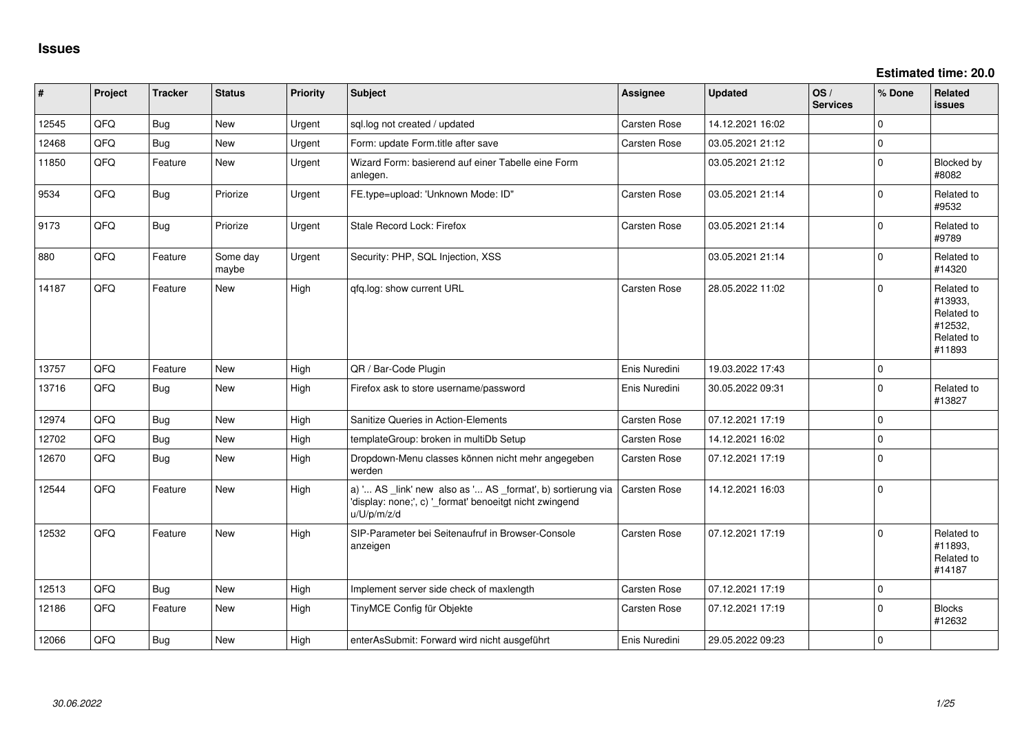# Issues

**Estimated time: 20.0**

| # | Project | Tracker | Status | Priority | Subject | Assignee | Updated | OS / Services | % Done | Related issues |
|---|---|---|---|---|---|---|---|---|---|---|
| 12545 | QFQ | Bug | New | Urgent | sql.log not created / updated | Carsten Rose | 14.12.2021 16:02 | | 0 | |
| 12468 | QFQ | Bug | New | Urgent | Form: update Form.title after save | Carsten Rose | 03.05.2021 21:12 | | 0 | |
| 11850 | QFQ | Feature | New | Urgent | Wizard Form: basierend auf einer Tabelle eine Form anlegen. | | 03.05.2021 21:12 | | 0 | Blocked by #8082 |
| 9534 | QFQ | Bug | Priorize | Urgent | FE.type=upload: 'Unknown Mode: ID" | Carsten Rose | 03.05.2021 21:14 | | 0 | Related to #9532 |
| 9173 | QFQ | Bug | Priorize | Urgent | Stale Record Lock: Firefox | Carsten Rose | 03.05.2021 21:14 | | 0 | Related to #9789 |
| 880 | QFQ | Feature | Some day maybe | Urgent | Security: PHP, SQL Injection, XSS | | 03.05.2021 21:14 | | 0 | Related to #14320 |
| 14187 | QFQ | Feature | New | High | qfq.log: show current URL | Carsten Rose | 28.05.2022 11:02 | | 0 | Related to #13933, Related to #12532, Related to #11893 |
| 13757 | QFQ | Feature | New | High | QR / Bar-Code Plugin | Enis Nuredini | 19.03.2022 17:43 | | 0 | |
| 13716 | QFQ | Bug | New | High | Firefox ask to store username/password | Enis Nuredini | 30.05.2022 09:31 | | 0 | Related to #13827 |
| 12974 | QFQ | Bug | New | High | Sanitize Queries in Action-Elements | Carsten Rose | 07.12.2021 17:19 | | 0 | |
| 12702 | QFQ | Bug | New | High | templateGroup: broken in multiDb Setup | Carsten Rose | 14.12.2021 16:02 | | 0 | |
| 12670 | QFQ | Bug | New | High | Dropdown-Menu classes können nicht mehr angegeben werden | Carsten Rose | 07.12.2021 17:19 | | 0 | |
| 12544 | QFQ | Feature | New | High | a) '... AS _link' new also as '... AS _format', b) sortierung via 'display: none;', c) '_format' benoeitgt nicht zwingend u/U/p/m/z/d | Carsten Rose | 14.12.2021 16:03 | | 0 | |
| 12532 | QFQ | Feature | New | High | SIP-Parameter bei Seitenaufruf in Browser-Console anzeigen | Carsten Rose | 07.12.2021 17:19 | | 0 | Related to #11893, Related to #14187 |
| 12513 | QFQ | Bug | New | High | Implement server side check of maxlength | Carsten Rose | 07.12.2021 17:19 | | 0 | |
| 12186 | QFQ | Feature | New | High | TinyMCE Config für Objekte | Carsten Rose | 07.12.2021 17:19 | | 0 | Blocks #12632 |
| 12066 | QFQ | Bug | New | High | enterAsSubmit: Forward wird nicht ausgeführt | Enis Nuredini | 29.05.2022 09:23 | | 0 | |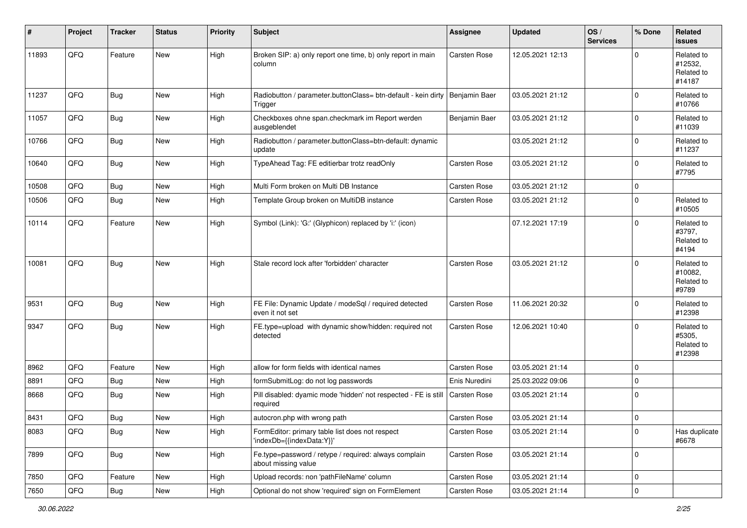| # | Project | Tracker | Status | Priority | Subject | Assignee | Updated | OS / Services | % Done | Related issues |
|---|---|---|---|---|---|---|---|---|---|---|
| 11893 | QFQ | Feature | New | High | Broken SIP: a) only report one time, b) only report in main column | Carsten Rose | 12.05.2021 12:13 | | 0 | Related to #12532, Related to #14187 |
| 11237 | QFQ | Bug | New | High | Radiobutton / parameter.buttonClass= btn-default - kein dirty Trigger | Benjamin Baer | 03.05.2021 21:12 | | 0 | Related to #10766 |
| 11057 | QFQ | Bug | New | High | Checkboxes ohne span.checkmark im Report werden ausgeblendet | Benjamin Baer | 03.05.2021 21:12 | | 0 | Related to #11039 |
| 10766 | QFQ | Bug | New | High | Radiobutton / parameter.buttonClass=btn-default: dynamic update | | 03.05.2021 21:12 | | 0 | Related to #11237 |
| 10640 | QFQ | Bug | New | High | TypeAhead Tag: FE editierbar trotz readOnly | Carsten Rose | 03.05.2021 21:12 | | 0 | Related to #7795 |
| 10508 | QFQ | Bug | New | High | Multi Form broken on Multi DB Instance | Carsten Rose | 03.05.2021 21:12 | | 0 | |
| 10506 | QFQ | Bug | New | High | Template Group broken on MultiDB instance | Carsten Rose | 03.05.2021 21:12 | | 0 | Related to #10505 |
| 10114 | QFQ | Feature | New | High | Symbol (Link): 'G:' (Glyphicon) replaced by 'i:' (icon) | | 07.12.2021 17:19 | | 0 | Related to #3797, Related to #4194 |
| 10081 | QFQ | Bug | New | High | Stale record lock after 'forbidden' character | Carsten Rose | 03.05.2021 21:12 | | 0 | Related to #10082, Related to #9789 |
| 9531 | QFQ | Bug | New | High | FE File: Dynamic Update / modeSql / required detected even it not set | Carsten Rose | 11.06.2021 20:32 | | 0 | Related to #12398 |
| 9347 | QFQ | Bug | New | High | FE.type=upload with dynamic show/hidden: required not detected | Carsten Rose | 12.06.2021 10:40 | | 0 | Related to #5305, Related to #12398 |
| 8962 | QFQ | Feature | New | High | allow for form fields with identical names | Carsten Rose | 03.05.2021 21:14 | | 0 | |
| 8891 | QFQ | Bug | New | High | formSubmitLog: do not log passwords | Enis Nuredini | 25.03.2022 09:06 | | 0 | |
| 8668 | QFQ | Bug | New | High | Pill disabled: dyamic mode 'hidden' not respected - FE is still required | Carsten Rose | 03.05.2021 21:14 | | 0 | |
| 8431 | QFQ | Bug | New | High | autocron.php with wrong path | Carsten Rose | 03.05.2021 21:14 | | 0 | |
| 8083 | QFQ | Bug | New | High | FormEditor: primary table list does not respect 'indexDb={{indexData:Y}}' | Carsten Rose | 03.05.2021 21:14 | | 0 | Has duplicate #6678 |
| 7899 | QFQ | Bug | New | High | Fe.type=password / retype / required: always complain about missing value | Carsten Rose | 03.05.2021 21:14 | | 0 | |
| 7850 | QFQ | Feature | New | High | Upload records: non 'pathFileName' column | Carsten Rose | 03.05.2021 21:14 | | 0 | |
| 7650 | QFQ | Bug | New | High | Optional do not show 'required' sign on FormElement | Carsten Rose | 03.05.2021 21:14 | | 0 | |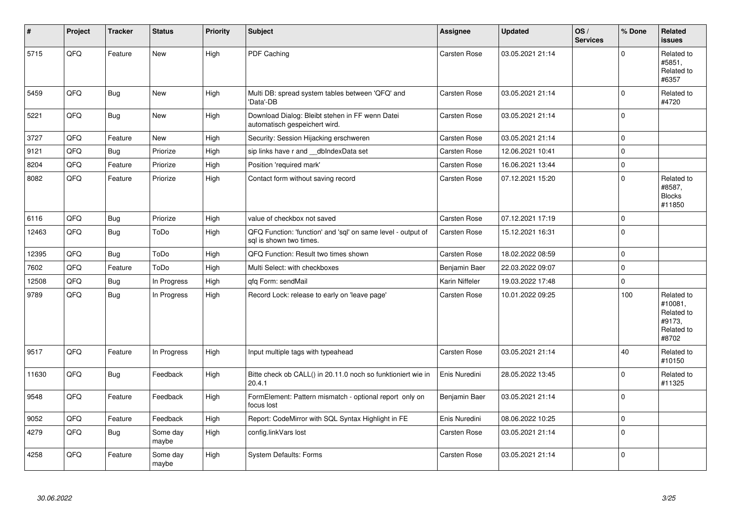| # | Project | Tracker | Status | Priority | Subject | Assignee | Updated | OS / Services | % Done | Related issues |
|---|---|---|---|---|---|---|---|---|---|---|
| 5715 | QFQ | Feature | New | High | PDF Caching | Carsten Rose | 03.05.2021 21:14 | | 0 | Related to #5851, Related to #6357 |
| 5459 | QFQ | Bug | New | High | Multi DB: spread system tables between 'QFQ' and 'Data'-DB | Carsten Rose | 03.05.2021 21:14 | | 0 | Related to #4720 |
| 5221 | QFQ | Bug | New | High | Download Dialog: Bleibt stehen in FF wenn Datei automatisch gespeichert wird. | Carsten Rose | 03.05.2021 21:14 | | 0 | |
| 3727 | QFQ | Feature | New | High | Security: Session Hijacking erschweren | Carsten Rose | 03.05.2021 21:14 | | 0 | |
| 9121 | QFQ | Bug | Priorize | High | sip links have r and __dbIndexData set | Carsten Rose | 12.06.2021 10:41 | | 0 | |
| 8204 | QFQ | Feature | Priorize | High | Position 'required mark' | Carsten Rose | 16.06.2021 13:44 | | 0 | |
| 8082 | QFQ | Feature | Priorize | High | Contact form without saving record | Carsten Rose | 07.12.2021 15:20 | | 0 | Related to #8587, Blocks #11850 |
| 6116 | QFQ | Bug | Priorize | High | value of checkbox not saved | Carsten Rose | 07.12.2021 17:19 | | 0 | |
| 12463 | QFQ | Bug | ToDo | High | QFQ Function: 'function' and 'sql' on same level - output of sql is shown two times. | Carsten Rose | 15.12.2021 16:31 | | 0 | |
| 12395 | QFQ | Bug | ToDo | High | QFQ Function: Result two times shown | Carsten Rose | 18.02.2022 08:59 | | 0 | |
| 7602 | QFQ | Feature | ToDo | High | Multi Select: with checkboxes | Benjamin Baer | 22.03.2022 09:07 | | 0 | |
| 12508 | QFQ | Bug | In Progress | High | qfq Form: sendMail | Karin Niffeler | 19.03.2022 17:48 | | 0 | |
| 9789 | QFQ | Bug | In Progress | High | Record Lock: release to early on 'leave page' | Carsten Rose | 10.01.2022 09:25 | | 100 | Related to #10081, Related to #9173, Related to #8702 |
| 9517 | QFQ | Feature | In Progress | High | Input multiple tags with typeahead | Carsten Rose | 03.05.2021 21:14 | | 40 | Related to #10150 |
| 11630 | QFQ | Bug | Feedback | High | Bitte check ob CALL() in 20.11.0 noch so funktioniert wie in 20.4.1 | Enis Nuredini | 28.05.2022 13:45 | | 0 | Related to #11325 |
| 9548 | QFQ | Feature | Feedback | High | FormElement: Pattern mismatch - optional report only on focus lost | Benjamin Baer | 03.05.2021 21:14 | | 0 | |
| 9052 | QFQ | Feature | Feedback | High | Report: CodeMirror with SQL Syntax Highlight in FE | Enis Nuredini | 08.06.2022 10:25 | | 0 | |
| 4279 | QFQ | Bug | Some day maybe | High | config.linkVars lost | Carsten Rose | 03.05.2021 21:14 | | 0 | |
| 4258 | QFQ | Feature | Some day maybe | High | System Defaults: Forms | Carsten Rose | 03.05.2021 21:14 | | 0 | |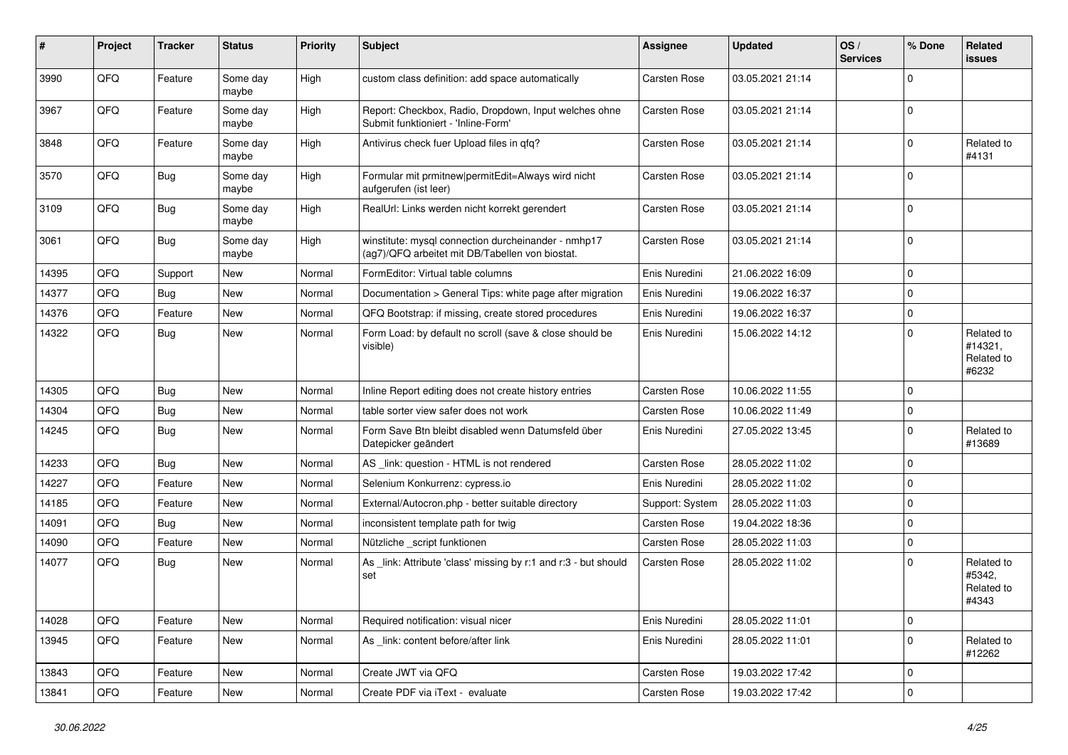| # | Project | Tracker | Status | Priority | Subject | Assignee | Updated | OS / Services | % Done | Related issues |
|---|---|---|---|---|---|---|---|---|---|---|
| 3990 | QFQ | Feature | Some day maybe | High | custom class definition: add space automatically | Carsten Rose | 03.05.2021 21:14 | | 0 | |
| 3967 | QFQ | Feature | Some day maybe | High | Report: Checkbox, Radio, Dropdown, Input welches ohne Submit funktioniert - 'Inline-Form' | Carsten Rose | 03.05.2021 21:14 | | 0 | |
| 3848 | QFQ | Feature | Some day maybe | High | Antivirus check fuer Upload files in qfq? | Carsten Rose | 03.05.2021 21:14 | | 0 | Related to #4131 |
| 3570 | QFQ | Bug | Some day maybe | High | Formular mit prmitnew\|permitEdit=Always wird nicht aufgerufen (ist leer) | Carsten Rose | 03.05.2021 21:14 | | 0 | |
| 3109 | QFQ | Bug | Some day maybe | High | RealUrl: Links werden nicht korrekt gerendert | Carsten Rose | 03.05.2021 21:14 | | 0 | |
| 3061 | QFQ | Bug | Some day maybe | High | winstitute: mysql connection durcheinander - nmhp17 (ag7)/QFQ arbeitet mit DB/Tabellen von biostat. | Carsten Rose | 03.05.2021 21:14 | | 0 | |
| 14395 | QFQ | Support | New | Normal | FormEditor: Virtual table columns | Enis Nuredini | 21.06.2022 16:09 | | 0 | |
| 14377 | QFQ | Bug | New | Normal | Documentation > General Tips: white page after migration | Enis Nuredini | 19.06.2022 16:37 | | 0 | |
| 14376 | QFQ | Feature | New | Normal | QFQ Bootstrap: if missing, create stored procedures | Enis Nuredini | 19.06.2022 16:37 | | 0 | |
| 14322 | QFQ | Bug | New | Normal | Form Load: by default no scroll (save & close should be visible) | Enis Nuredini | 15.06.2022 14:12 | | 0 | Related to #14321, Related to #6232 |
| 14305 | QFQ | Bug | New | Normal | Inline Report editing does not create history entries | Carsten Rose | 10.06.2022 11:55 | | 0 | |
| 14304 | QFQ | Bug | New | Normal | table sorter view safer does not work | Carsten Rose | 10.06.2022 11:49 | | 0 | |
| 14245 | QFQ | Bug | New | Normal | Form Save Btn bleibt disabled wenn Datumsfeld über Datepicker geändert | Enis Nuredini | 27.05.2022 13:45 | | 0 | Related to #13689 |
| 14233 | QFQ | Bug | New | Normal | AS _link: question - HTML is not rendered | Carsten Rose | 28.05.2022 11:02 | | 0 | |
| 14227 | QFQ | Feature | New | Normal | Selenium Konkurrenz: cypress.io | Enis Nuredini | 28.05.2022 11:02 | | 0 | |
| 14185 | QFQ | Feature | New | Normal | External/Autocron.php - better suitable directory | Support: System | 28.05.2022 11:03 | | 0 | |
| 14091 | QFQ | Bug | New | Normal | inconsistent template path for twig | Carsten Rose | 19.04.2022 18:36 | | 0 | |
| 14090 | QFQ | Feature | New | Normal | Nützliche _script funktionen | Carsten Rose | 28.05.2022 11:03 | | 0 | |
| 14077 | QFQ | Bug | New | Normal | As _link: Attribute 'class' missing by r:1 and r:3 - but should set | Carsten Rose | 28.05.2022 11:02 | | 0 | Related to #5342, Related to #4343 |
| 14028 | QFQ | Feature | New | Normal | Required notification: visual nicer | Enis Nuredini | 28.05.2022 11:01 | | 0 | |
| 13945 | QFQ | Feature | New | Normal | As _link: content before/after link | Enis Nuredini | 28.05.2022 11:01 | | 0 | Related to #12262 |
| 13843 | QFQ | Feature | New | Normal | Create JWT via QFQ | Carsten Rose | 19.03.2022 17:42 | | 0 | |
| 13841 | QFQ | Feature | New | Normal | Create PDF via iText - evaluate | Carsten Rose | 19.03.2022 17:42 | | 0 | |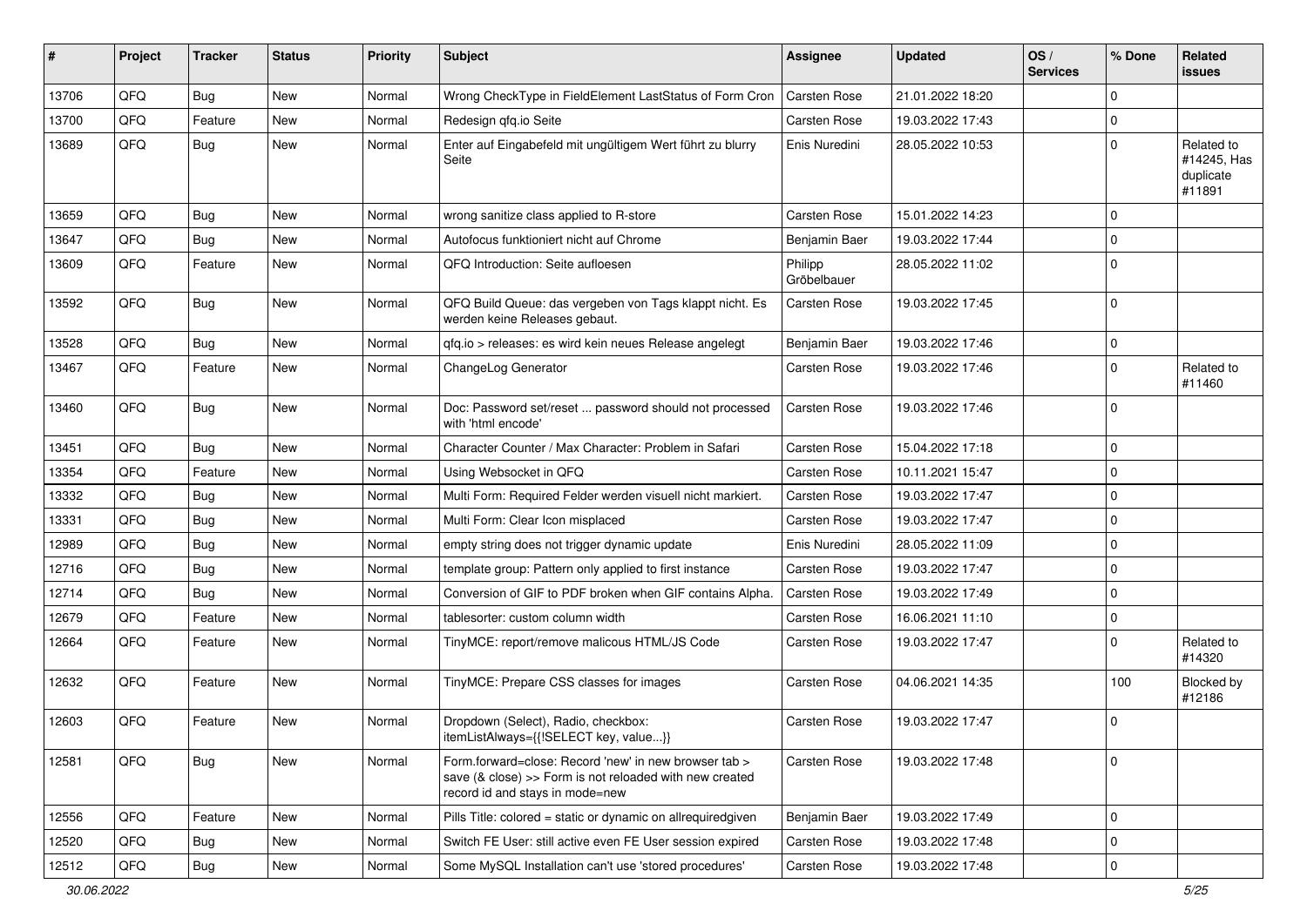| # | Project | Tracker | Status | Priority | Subject | Assignee | Updated | OS / Services | % Done | Related issues |
|---|---|---|---|---|---|---|---|---|---|---|
| 13706 | QFQ | Bug | New | Normal | Wrong CheckType in FieldElement LastStatus of Form Cron | Carsten Rose | 21.01.2022 18:20 | | 0 | |
| 13700 | QFQ | Feature | New | Normal | Redesign qfq.io Seite | Carsten Rose | 19.03.2022 17:43 | | 0 | |
| 13689 | QFQ | Bug | New | Normal | Enter auf Eingabefeld mit ungültigem Wert führt zu blurry Seite | Enis Nuredini | 28.05.2022 10:53 | | 0 | Related to #14245, Has duplicate #11891 |
| 13659 | QFQ | Bug | New | Normal | wrong sanitize class applied to R-store | Carsten Rose | 15.01.2022 14:23 | | 0 | |
| 13647 | QFQ | Bug | New | Normal | Autofocus funktioniert nicht auf Chrome | Benjamin Baer | 19.03.2022 17:44 | | 0 | |
| 13609 | QFQ | Feature | New | Normal | QFQ Introduction: Seite aufloesen | Philipp Gröbelbauer | 28.05.2022 11:02 | | 0 | |
| 13592 | QFQ | Bug | New | Normal | QFQ Build Queue: das vergeben von Tags klappt nicht. Es werden keine Releases gebaut. | Carsten Rose | 19.03.2022 17:45 | | 0 | |
| 13528 | QFQ | Bug | New | Normal | qfq.io > releases: es wird kein neues Release angelegt | Benjamin Baer | 19.03.2022 17:46 | | 0 | |
| 13467 | QFQ | Feature | New | Normal | ChangeLog Generator | Carsten Rose | 19.03.2022 17:46 | | 0 | Related to #11460 |
| 13460 | QFQ | Bug | New | Normal | Doc: Password set/reset ... password should not processed with 'html encode' | Carsten Rose | 19.03.2022 17:46 | | 0 | |
| 13451 | QFQ | Bug | New | Normal | Character Counter / Max Character: Problem in Safari | Carsten Rose | 15.04.2022 17:18 | | 0 | |
| 13354 | QFQ | Feature | New | Normal | Using Websocket in QFQ | Carsten Rose | 10.11.2021 15:47 | | 0 | |
| 13332 | QFQ | Bug | New | Normal | Multi Form: Required Felder werden visuell nicht markiert. | Carsten Rose | 19.03.2022 17:47 | | 0 | |
| 13331 | QFQ | Bug | New | Normal | Multi Form: Clear Icon misplaced | Carsten Rose | 19.03.2022 17:47 | | 0 | |
| 12989 | QFQ | Bug | New | Normal | empty string does not trigger dynamic update | Enis Nuredini | 28.05.2022 11:09 | | 0 | |
| 12716 | QFQ | Bug | New | Normal | template group: Pattern only applied to first instance | Carsten Rose | 19.03.2022 17:47 | | 0 | |
| 12714 | QFQ | Bug | New | Normal | Conversion of GIF to PDF broken when GIF contains Alpha. | Carsten Rose | 19.03.2022 17:49 | | 0 | |
| 12679 | QFQ | Feature | New | Normal | tablesorter: custom column width | Carsten Rose | 16.06.2021 11:10 | | 0 | |
| 12664 | QFQ | Feature | New | Normal | TinyMCE: report/remove malicous HTML/JS Code | Carsten Rose | 19.03.2022 17:47 | | 0 | Related to #14320 |
| 12632 | QFQ | Feature | New | Normal | TinyMCE: Prepare CSS classes for images | Carsten Rose | 04.06.2021 14:35 | | 100 | Blocked by #12186 |
| 12603 | QFQ | Feature | New | Normal | Dropdown (Select), Radio, checkbox: itemListAlways={{!SELECT key, value...}} | Carsten Rose | 19.03.2022 17:47 | | 0 | |
| 12581 | QFQ | Bug | New | Normal | Form.forward=close: Record 'new' in new browser tab > save (& close) >> Form is not reloaded with new created record id and stays in mode=new | Carsten Rose | 19.03.2022 17:48 | | 0 | |
| 12556 | QFQ | Feature | New | Normal | Pills Title: colored = static or dynamic on allrequiredgiven | Benjamin Baer | 19.03.2022 17:49 | | 0 | |
| 12520 | QFQ | Bug | New | Normal | Switch FE User: still active even FE User session expired | Carsten Rose | 19.03.2022 17:48 | | 0 | |
| 12512 | QFQ | Bug | New | Normal | Some MySQL Installation can't use 'stored procedures' | Carsten Rose | 19.03.2022 17:48 | | 0 | |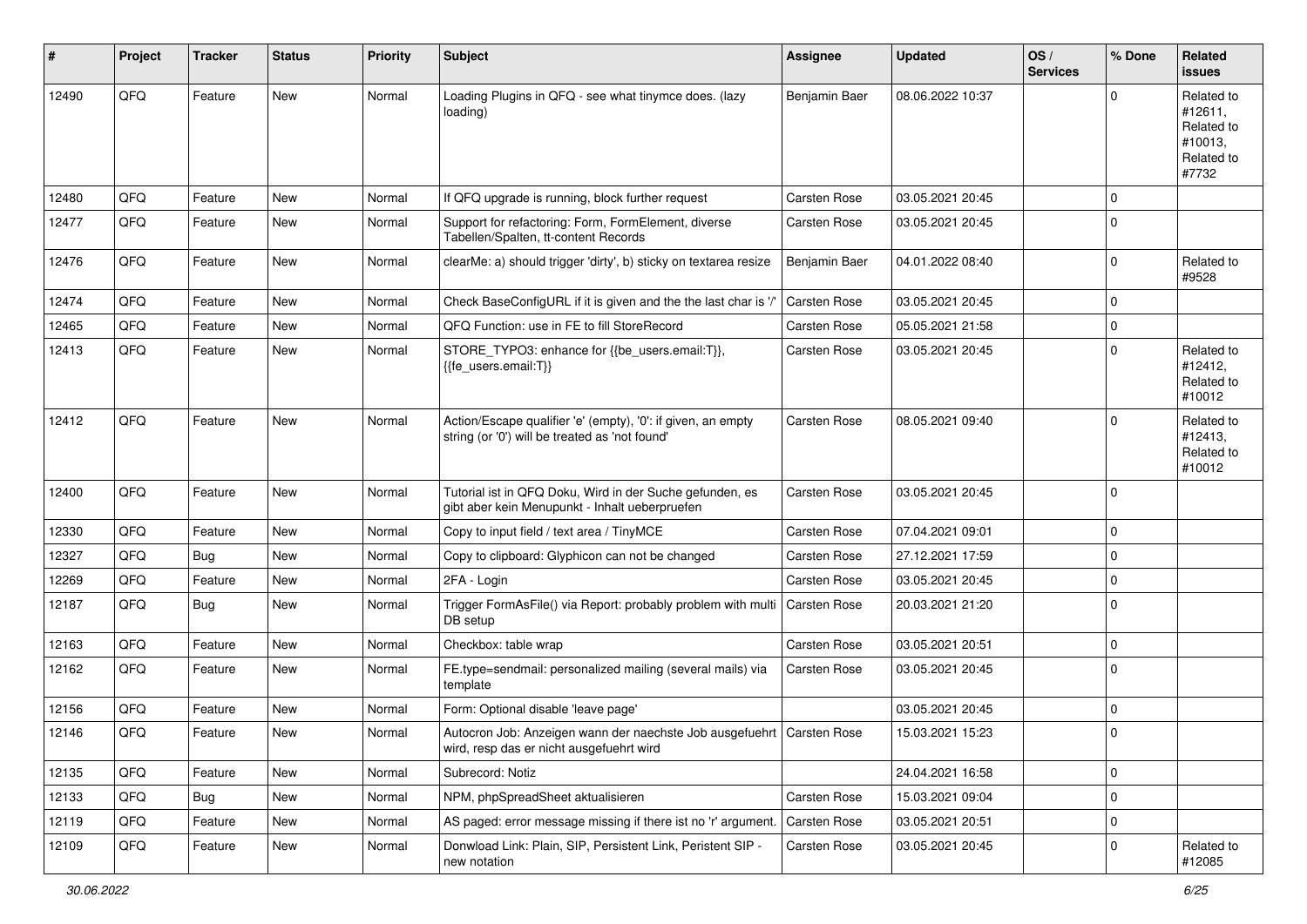| # | Project | Tracker | Status | Priority | Subject | Assignee | Updated | OS / Services | % Done | Related issues |
|---|---|---|---|---|---|---|---|---|---|---|
| 12490 | QFQ | Feature | New | Normal | Loading Plugins in QFQ - see what tinymce does. (lazy loading) | Benjamin Baer | 08.06.2022 10:37 | | 0 | Related to #12611, Related to #10013, Related to #7732 |
| 12480 | QFQ | Feature | New | Normal | If QFQ upgrade is running, block further request | Carsten Rose | 03.05.2021 20:45 | | 0 | |
| 12477 | QFQ | Feature | New | Normal | Support for refactoring: Form, FormElement, diverse Tabellen/Spalten, tt-content Records | Carsten Rose | 03.05.2021 20:45 | | 0 | |
| 12476 | QFQ | Feature | New | Normal | clearMe: a) should trigger 'dirty', b) sticky on textarea resize | Benjamin Baer | 04.01.2022 08:40 | | 0 | Related to #9528 |
| 12474 | QFQ | Feature | New | Normal | Check BaseConfigURL if it is given and the the last char is '/' | Carsten Rose | 03.05.2021 20:45 | | 0 | |
| 12465 | QFQ | Feature | New | Normal | QFQ Function: use in FE to fill StoreRecord | Carsten Rose | 05.05.2021 21:58 | | 0 | |
| 12413 | QFQ | Feature | New | Normal | STORE_TYPO3: enhance for {{be_users.email:T}}, {{fe_users.email:T}} | Carsten Rose | 03.05.2021 20:45 | | 0 | Related to #12412, Related to #10012 |
| 12412 | QFQ | Feature | New | Normal | Action/Escape qualifier 'e' (empty), '0': if given, an empty string (or '0') will be treated as 'not found' | Carsten Rose | 08.05.2021 09:40 | | 0 | Related to #12413, Related to #10012 |
| 12400 | QFQ | Feature | New | Normal | Tutorial ist in QFQ Doku, Wird in der Suche gefunden, es gibt aber kein Menupunkt - Inhalt ueberpruefen | Carsten Rose | 03.05.2021 20:45 | | 0 | |
| 12330 | QFQ | Feature | New | Normal | Copy to input field / text area / TinyMCE | Carsten Rose | 07.04.2021 09:01 | | 0 | |
| 12327 | QFQ | Bug | New | Normal | Copy to clipboard: Glyphicon can not be changed | Carsten Rose | 27.12.2021 17:59 | | 0 | |
| 12269 | QFQ | Feature | New | Normal | 2FA - Login | Carsten Rose | 03.05.2021 20:45 | | 0 | |
| 12187 | QFQ | Bug | New | Normal | Trigger FormAsFile() via Report: probably problem with multi DB setup | Carsten Rose | 20.03.2021 21:20 | | 0 | |
| 12163 | QFQ | Feature | New | Normal | Checkbox: table wrap | Carsten Rose | 03.05.2021 20:51 | | 0 | |
| 12162 | QFQ | Feature | New | Normal | FE.type=sendmail: personalized mailing (several mails) via template | Carsten Rose | 03.05.2021 20:45 | | 0 | |
| 12156 | QFQ | Feature | New | Normal | Form: Optional disable 'leave page' | | 03.05.2021 20:45 | | 0 | |
| 12146 | QFQ | Feature | New | Normal | Autocron Job: Anzeigen wann der naechste Job ausgefuehrt wird, resp das er nicht ausgefuehrt wird | Carsten Rose | 15.03.2021 15:23 | | 0 | |
| 12135 | QFQ | Feature | New | Normal | Subrecord: Notiz | | 24.04.2021 16:58 | | 0 | |
| 12133 | QFQ | Bug | New | Normal | NPM, phpSpreadSheet aktualisieren | Carsten Rose | 15.03.2021 09:04 | | 0 | |
| 12119 | QFQ | Feature | New | Normal | AS paged: error message missing if there ist no 'r' argument. | Carsten Rose | 03.05.2021 20:51 | | 0 | |
| 12109 | QFQ | Feature | New | Normal | Donwload Link: Plain, SIP, Persistent Link, Peristent SIP - new notation | Carsten Rose | 03.05.2021 20:45 | | 0 | Related to #12085 |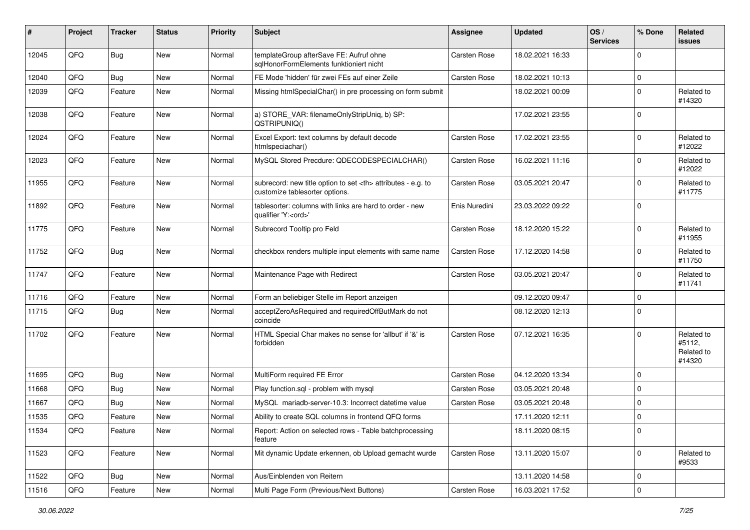| # | Project | Tracker | Status | Priority | Subject | Assignee | Updated | OS / Services | % Done | Related issues |
|---|---|---|---|---|---|---|---|---|---|---|
| 12045 | QFQ | Bug | New | Normal | templateGroup afterSave FE: Aufruf ohne sqlHonorFormElements funktioniert nicht | Carsten Rose | 18.02.2021 16:33 | | 0 | |
| 12040 | QFQ | Bug | New | Normal | FE Mode 'hidden' für zwei FEs auf einer Zeile | Carsten Rose | 18.02.2021 10:13 | | 0 | |
| 12039 | QFQ | Feature | New | Normal | Missing htmlSpecialChar() in pre processing on form submit | | 18.02.2021 00:09 | | 0 | Related to #14320 |
| 12038 | QFQ | Feature | New | Normal | a) STORE_VAR: filenameOnlyStripUniq, b) SP: QSTRIPUNIQ() | | 17.02.2021 23:55 | | 0 | |
| 12024 | QFQ | Feature | New | Normal | Excel Export: text columns by default decode htmlspeciachar() | Carsten Rose | 17.02.2021 23:55 | | 0 | Related to #12022 |
| 12023 | QFQ | Feature | New | Normal | MySQL Stored Precdure: QDECODESPECIALCHAR() | Carsten Rose | 16.02.2021 11:16 | | 0 | Related to #12022 |
| 11955 | QFQ | Feature | New | Normal | subrecord: new title option to set <th> attributes - e.g. to customize tablesorter options. | Carsten Rose | 03.05.2021 20:47 | | 0 | Related to #11775 |
| 11892 | QFQ | Feature | New | Normal | tablesorter: columns with links are hard to order - new qualifier 'Y:<ord>' | Enis Nuredini | 23.03.2022 09:22 | | 0 | |
| 11775 | QFQ | Feature | New | Normal | Subrecord Tooltip pro Feld | Carsten Rose | 18.12.2020 15:22 | | 0 | Related to #11955 |
| 11752 | QFQ | Bug | New | Normal | checkbox renders multiple input elements with same name | Carsten Rose | 17.12.2020 14:58 | | 0 | Related to #11750 |
| 11747 | QFQ | Feature | New | Normal | Maintenance Page with Redirect | Carsten Rose | 03.05.2021 20:47 | | 0 | Related to #11741 |
| 11716 | QFQ | Feature | New | Normal | Form an beliebiger Stelle im Report anzeigen | | 09.12.2020 09:47 | | 0 | |
| 11715 | QFQ | Bug | New | Normal | acceptZeroAsRequired and requiredOffButMark do not coincide | | 08.12.2020 12:13 | | 0 | |
| 11702 | QFQ | Feature | New | Normal | HTML Special Char makes no sense for 'allbut' if '&' is forbidden | Carsten Rose | 07.12.2021 16:35 | | 0 | Related to #5112, Related to #14320 |
| 11695 | QFQ | Bug | New | Normal | MultiForm required FE Error | Carsten Rose | 04.12.2020 13:34 | | 0 | |
| 11668 | QFQ | Bug | New | Normal | Play function.sql - problem with mysql | Carsten Rose | 03.05.2021 20:48 | | 0 | |
| 11667 | QFQ | Bug | New | Normal | MySQL mariadb-server-10.3: Incorrect datetime value | Carsten Rose | 03.05.2021 20:48 | | 0 | |
| 11535 | QFQ | Feature | New | Normal | Ability to create SQL columns in frontend QFQ forms | | 17.11.2020 12:11 | | 0 | |
| 11534 | QFQ | Feature | New | Normal | Report: Action on selected rows - Table batchprocessing feature | | 18.11.2020 08:15 | | 0 | |
| 11523 | QFQ | Feature | New | Normal | Mit dynamic Update erkennen, ob Upload gemacht wurde | Carsten Rose | 13.11.2020 15:07 | | 0 | Related to #9533 |
| 11522 | QFQ | Bug | New | Normal | Aus/Einblenden von Reitern | | 13.11.2020 14:58 | | 0 | |
| 11516 | QFQ | Feature | New | Normal | Multi Page Form (Previous/Next Buttons) | Carsten Rose | 16.03.2021 17:52 | | 0 | |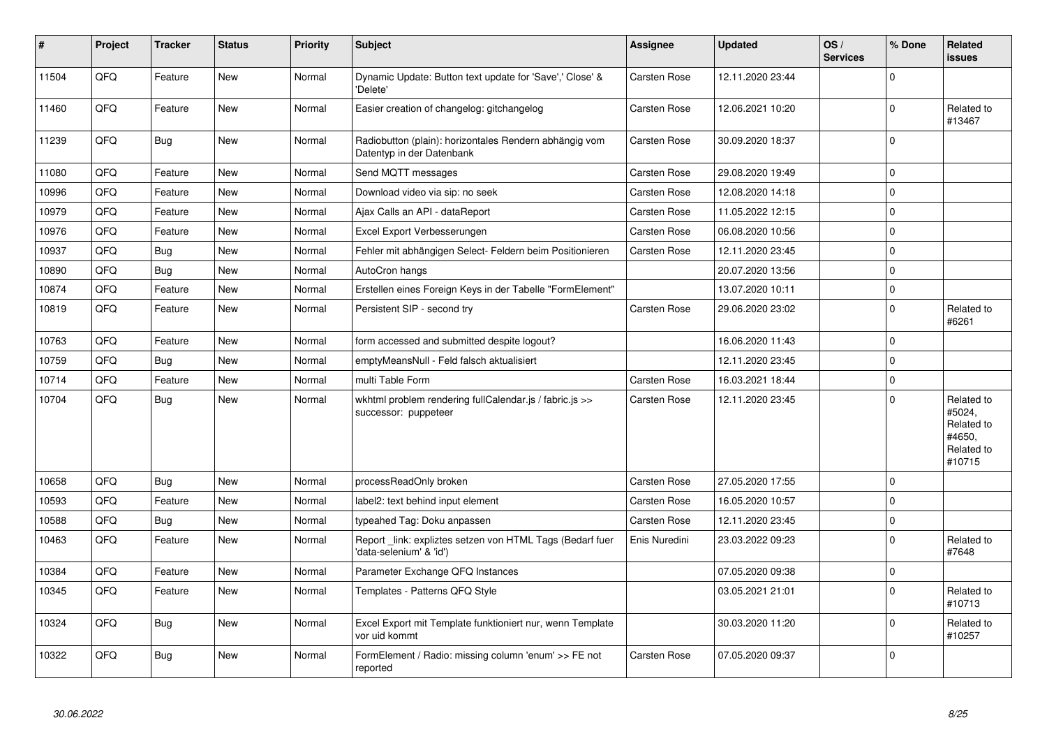| # | Project | Tracker | Status | Priority | Subject | Assignee | Updated | OS / Services | % Done | Related issues |
|---|---|---|---|---|---|---|---|---|---|---|
| 11504 | QFQ | Feature | New | Normal | Dynamic Update: Button text update for 'Save',' Close' & 'Delete' | Carsten Rose | 12.11.2020 23:44 | | 0 | |
| 11460 | QFQ | Feature | New | Normal | Easier creation of changelog: gitchangelog | Carsten Rose | 12.06.2021 10:20 | | 0 | Related to #13467 |
| 11239 | QFQ | Bug | New | Normal | Radiobutton (plain): horizontales Rendern abhängig vom Datentyp in der Datenbank | Carsten Rose | 30.09.2020 18:37 | | 0 | |
| 11080 | QFQ | Feature | New | Normal | Send MQTT messages | Carsten Rose | 29.08.2020 19:49 | | 0 | |
| 10996 | QFQ | Feature | New | Normal | Download video via sip: no seek | Carsten Rose | 12.08.2020 14:18 | | 0 | |
| 10979 | QFQ | Feature | New | Normal | Ajax Calls an API - dataReport | Carsten Rose | 11.05.2022 12:15 | | 0 | |
| 10976 | QFQ | Feature | New | Normal | Excel Export Verbesserungen | Carsten Rose | 06.08.2020 10:56 | | 0 | |
| 10937 | QFQ | Bug | New | Normal | Fehler mit abhängigen Select- Feldern beim Positionieren | Carsten Rose | 12.11.2020 23:45 | | 0 | |
| 10890 | QFQ | Bug | New | Normal | AutoCron hangs | | 20.07.2020 13:56 | | 0 | |
| 10874 | QFQ | Feature | New | Normal | Erstellen eines Foreign Keys in der Tabelle "FormElement" | | 13.07.2020 10:11 | | 0 | |
| 10819 | QFQ | Feature | New | Normal | Persistent SIP - second try | Carsten Rose | 29.06.2020 23:02 | | 0 | Related to #6261 |
| 10763 | QFQ | Feature | New | Normal | form accessed and submitted despite logout? | | 16.06.2020 11:43 | | 0 | |
| 10759 | QFQ | Bug | New | Normal | emptyMeansNull - Feld falsch aktualisiert | | 12.11.2020 23:45 | | 0 | |
| 10714 | QFQ | Feature | New | Normal | multi Table Form | Carsten Rose | 16.03.2021 18:44 | | 0 | |
| 10704 | QFQ | Bug | New | Normal | wkhtml problem rendering fullCalendar.js / fabric.js >> successor: puppeteer | Carsten Rose | 12.11.2020 23:45 | | 0 | Related to #5024, Related to #4650, Related to #10715 |
| 10658 | QFQ | Bug | New | Normal | processReadOnly broken | Carsten Rose | 27.05.2020 17:55 | | 0 | |
| 10593 | QFQ | Feature | New | Normal | label2: text behind input element | Carsten Rose | 16.05.2020 10:57 | | 0 | |
| 10588 | QFQ | Bug | New | Normal | typeahed Tag: Doku anpassen | Carsten Rose | 12.11.2020 23:45 | | 0 | |
| 10463 | QFQ | Feature | New | Normal | Report _link: expliztes setzen von HTML Tags (Bedarf fuer 'data-selenium' & 'id') | Enis Nuredini | 23.03.2022 09:23 | | 0 | Related to #7648 |
| 10384 | QFQ | Feature | New | Normal | Parameter Exchange QFQ Instances | | 07.05.2020 09:38 | | 0 | |
| 10345 | QFQ | Feature | New | Normal | Templates - Patterns QFQ Style | | 03.05.2021 21:01 | | 0 | Related to #10713 |
| 10324 | QFQ | Bug | New | Normal | Excel Export mit Template funktioniert nur, wenn Template vor uid kommt | | 30.03.2020 11:20 | | 0 | Related to #10257 |
| 10322 | QFQ | Bug | New | Normal | FormElement / Radio: missing column 'enum' >> FE not reported | Carsten Rose | 07.05.2020 09:37 | | 0 | |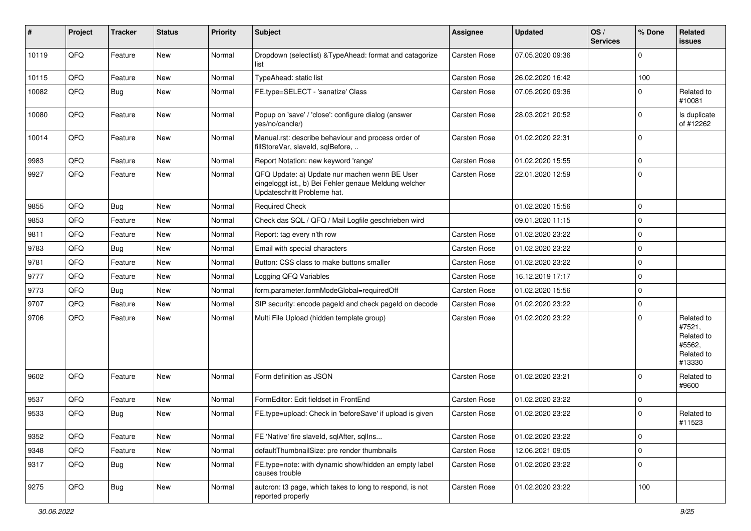| # | Project | Tracker | Status | Priority | Subject | Assignee | Updated | OS / Services | % Done | Related issues |
| --- | --- | --- | --- | --- | --- | --- | --- | --- | --- | --- |
| 10119 | QFQ | Feature | New | Normal | Dropdown (selectlist) &TypeAhead: format and catagorize list | Carsten Rose | 07.05.2020 09:36 | | 0 | |
| 10115 | QFQ | Feature | New | Normal | TypeAhead: static list | Carsten Rose | 26.02.2020 16:42 | | 100 | |
| 10082 | QFQ | Bug | New | Normal | FE.type=SELECT - 'sanatize' Class | Carsten Rose | 07.05.2020 09:36 | | 0 | Related to #10081 |
| 10080 | QFQ | Feature | New | Normal | Popup on 'save' / 'close': configure dialog (answer yes/no/cancle/) | Carsten Rose | 28.03.2021 20:52 | | 0 | Is duplicate of #12262 |
| 10014 | QFQ | Feature | New | Normal | Manual.rst: describe behaviour and process order of fillStoreVar, slaveId, sqlBefore, .. | Carsten Rose | 01.02.2020 22:31 | | 0 | |
| 9983 | QFQ | Feature | New | Normal | Report Notation: new keyword 'range' | Carsten Rose | 01.02.2020 15:55 | | 0 | |
| 9927 | QFQ | Feature | New | Normal | QFQ Update: a) Update nur machen wenn BE User eingeloggt ist., b) Bei Fehler genaue Meldung welcher Updateschritt Probleme hat. | Carsten Rose | 22.01.2020 12:59 | | 0 | |
| 9855 | QFQ | Bug | New | Normal | Required Check | | 01.02.2020 15:56 | | 0 | |
| 9853 | QFQ | Feature | New | Normal | Check das SQL / QFQ / Mail Logfile geschrieben wird | | 09.01.2020 11:15 | | 0 | |
| 9811 | QFQ | Feature | New | Normal | Report: tag every n'th row | Carsten Rose | 01.02.2020 23:22 | | 0 | |
| 9783 | QFQ | Bug | New | Normal | Email with special characters | Carsten Rose | 01.02.2020 23:22 | | 0 | |
| 9781 | QFQ | Feature | New | Normal | Button: CSS class to make buttons smaller | Carsten Rose | 01.02.2020 23:22 | | 0 | |
| 9777 | QFQ | Feature | New | Normal | Logging QFQ Variables | Carsten Rose | 16.12.2019 17:17 | | 0 | |
| 9773 | QFQ | Bug | New | Normal | form.parameter.formModeGlobal=requiredOff | Carsten Rose | 01.02.2020 15:56 | | 0 | |
| 9707 | QFQ | Feature | New | Normal | SIP security: encode pageId and check pageId on decode | Carsten Rose | 01.02.2020 23:22 | | 0 | |
| 9706 | QFQ | Feature | New | Normal | Multi File Upload (hidden template group) | Carsten Rose | 01.02.2020 23:22 | | 0 | Related to #7521, Related to #5562, Related to #13330 |
| 9602 | QFQ | Feature | New | Normal | Form definition as JSON | Carsten Rose | 01.02.2020 23:21 | | 0 | Related to #9600 |
| 9537 | QFQ | Feature | New | Normal | FormEditor: Edit fieldset in FrontEnd | Carsten Rose | 01.02.2020 23:22 | | 0 | |
| 9533 | QFQ | Bug | New | Normal | FE.type=upload: Check in 'beforeSave' if upload is given | Carsten Rose | 01.02.2020 23:22 | | 0 | Related to #11523 |
| 9352 | QFQ | Feature | New | Normal | FE 'Native' fire slaveId, sqlAfter, sqlIns... | Carsten Rose | 01.02.2020 23:22 | | 0 | |
| 9348 | QFQ | Feature | New | Normal | defaultThumbnailSize: pre render thumbnails | Carsten Rose | 12.06.2021 09:05 | | 0 | |
| 9317 | QFQ | Bug | New | Normal | FE.type=note: with dynamic show/hidden an empty label causes trouble | Carsten Rose | 01.02.2020 23:22 | | 0 | |
| 9275 | QFQ | Bug | New | Normal | autcron: t3 page, which takes to long to respond, is not reported properly | Carsten Rose | 01.02.2020 23:22 | | 100 | |

30.06.2022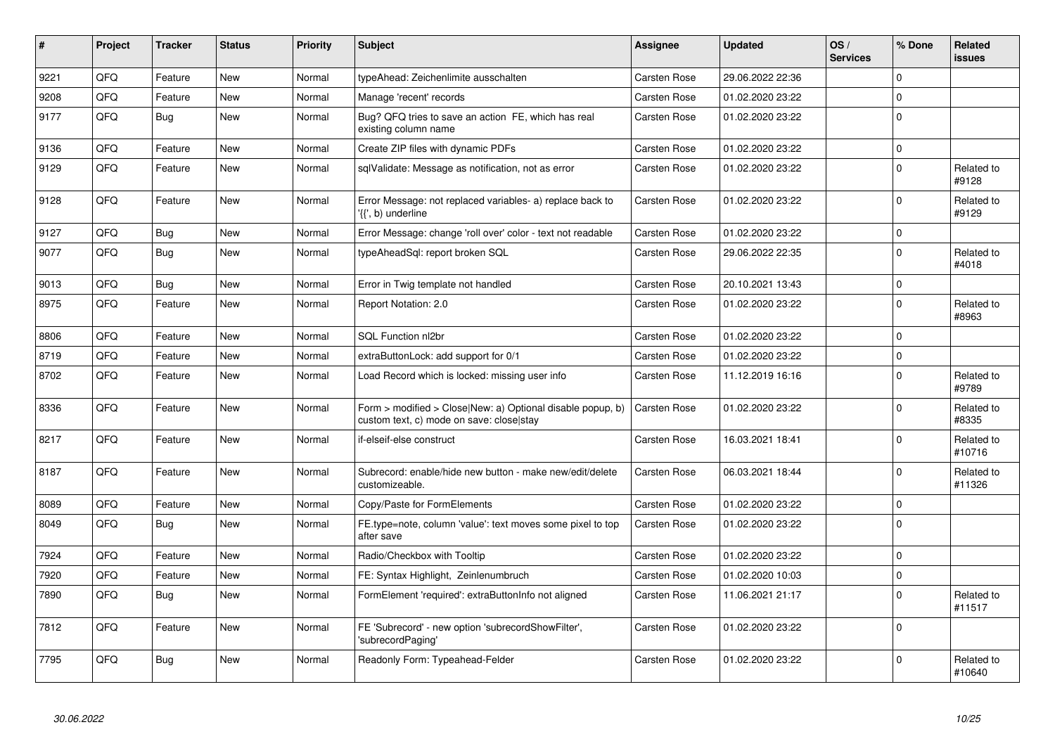| # | Project | Tracker | Status | Priority | Subject | Assignee | Updated | OS / Services | % Done | Related issues |
|---|---|---|---|---|---|---|---|---|---|---|
| 9221 | QFQ | Feature | New | Normal | typeAhead: Zeichenlimite ausschalten | Carsten Rose | 29.06.2022 22:36 | | 0 | |
| 9208 | QFQ | Feature | New | Normal | Manage 'recent' records | Carsten Rose | 01.02.2020 23:22 | | 0 | |
| 9177 | QFQ | Bug | New | Normal | Bug? QFQ tries to save an action FE, which has real existing column name | Carsten Rose | 01.02.2020 23:22 | | 0 | |
| 9136 | QFQ | Feature | New | Normal | Create ZIP files with dynamic PDFs | Carsten Rose | 01.02.2020 23:22 | | 0 | |
| 9129 | QFQ | Feature | New | Normal | sqlValidate: Message as notification, not as error | Carsten Rose | 01.02.2020 23:22 | | 0 | Related to #9128 |
| 9128 | QFQ | Feature | New | Normal | Error Message: not replaced variables- a) replace back to '{{', b) underline | Carsten Rose | 01.02.2020 23:22 | | 0 | Related to #9129 |
| 9127 | QFQ | Bug | New | Normal | Error Message: change 'roll over' color - text not readable | Carsten Rose | 01.02.2020 23:22 | | 0 | |
| 9077 | QFQ | Bug | New | Normal | typeAheadSql: report broken SQL | Carsten Rose | 29.06.2022 22:35 | | 0 | Related to #4018 |
| 9013 | QFQ | Bug | New | Normal | Error in Twig template not handled | Carsten Rose | 20.10.2021 13:43 | | 0 | |
| 8975 | QFQ | Feature | New | Normal | Report Notation: 2.0 | Carsten Rose | 01.02.2020 23:22 | | 0 | Related to #8963 |
| 8806 | QFQ | Feature | New | Normal | SQL Function nl2br | Carsten Rose | 01.02.2020 23:22 | | 0 | |
| 8719 | QFQ | Feature | New | Normal | extraButtonLock: add support for 0/1 | Carsten Rose | 01.02.2020 23:22 | | 0 | |
| 8702 | QFQ | Feature | New | Normal | Load Record which is locked: missing user info | Carsten Rose | 11.12.2019 16:16 | | 0 | Related to #9789 |
| 8336 | QFQ | Feature | New | Normal | Form > modified > Close\|New: a) Optional disable popup, b) custom text, c) mode on save: close\|stay | Carsten Rose | 01.02.2020 23:22 | | 0 | Related to #8335 |
| 8217 | QFQ | Feature | New | Normal | if-elseif-else construct | Carsten Rose | 16.03.2021 18:41 | | 0 | Related to #10716 |
| 8187 | QFQ | Feature | New | Normal | Subrecord: enable/hide new button - make new/edit/delete customizeable. | Carsten Rose | 06.03.2021 18:44 | | 0 | Related to #11326 |
| 8089 | QFQ | Feature | New | Normal | Copy/Paste for FormElements | Carsten Rose | 01.02.2020 23:22 | | 0 | |
| 8049 | QFQ | Bug | New | Normal | FE.type=note, column 'value': text moves some pixel to top after save | Carsten Rose | 01.02.2020 23:22 | | 0 | |
| 7924 | QFQ | Feature | New | Normal | Radio/Checkbox with Tooltip | Carsten Rose | 01.02.2020 23:22 | | 0 | |
| 7920 | QFQ | Feature | New | Normal | FE: Syntax Highlight, Zeinlenumbruch | Carsten Rose | 01.02.2020 10:03 | | 0 | |
| 7890 | QFQ | Bug | New | Normal | FormElement 'required': extraButtonInfo not aligned | Carsten Rose | 11.06.2021 21:17 | | 0 | Related to #11517 |
| 7812 | QFQ | Feature | New | Normal | FE 'Subrecord' - new option 'subrecordShowFilter', 'subrecordPaging' | Carsten Rose | 01.02.2020 23:22 | | 0 | |
| 7795 | QFQ | Bug | New | Normal | Readonly Form: Typeahead-Felder | Carsten Rose | 01.02.2020 23:22 | | 0 | Related to #10640 |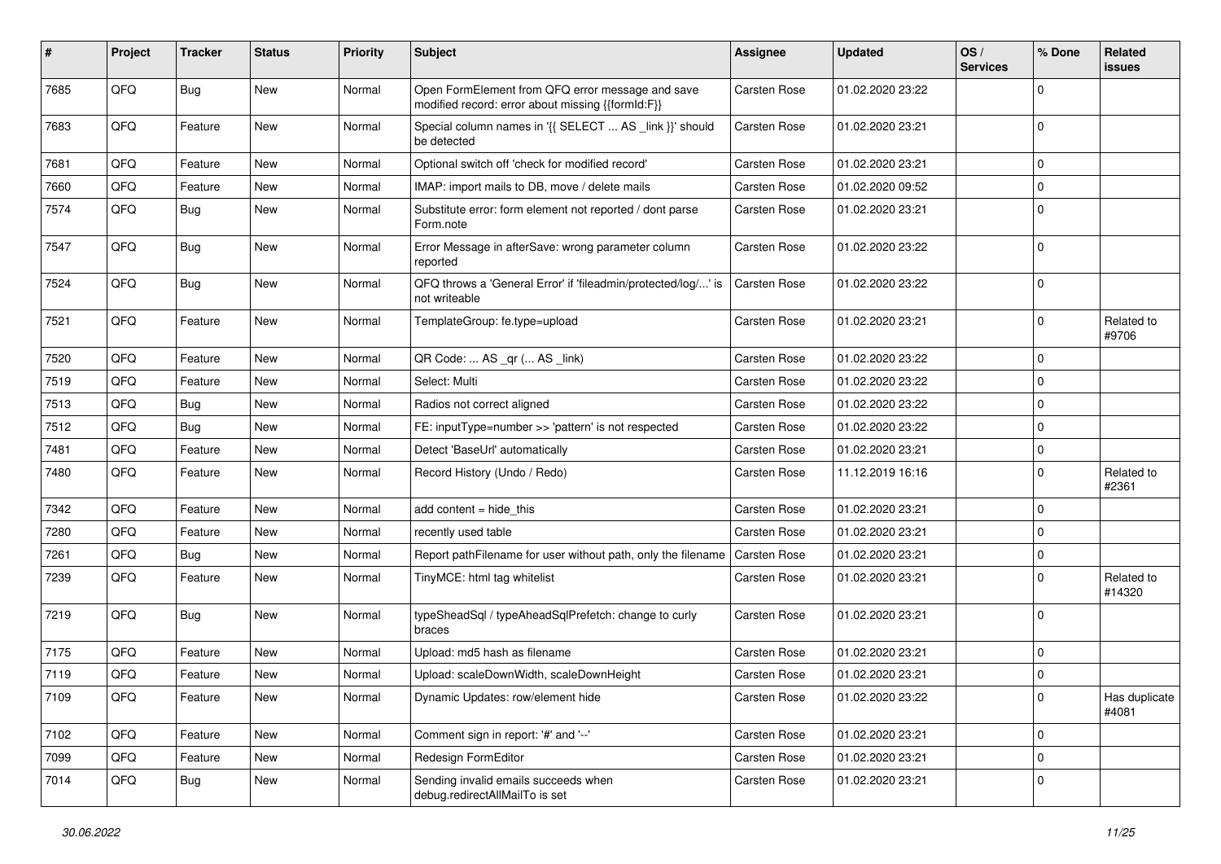| # | Project | Tracker | Status | Priority | Subject | Assignee | Updated | OS / Services | % Done | Related issues |
|---|---|---|---|---|---|---|---|---|---|---|
| 7685 | QFQ | Bug | New | Normal | Open FormElement from QFQ error message and save modified record: error about missing {{formId:F}} | Carsten Rose | 01.02.2020 23:22 | | 0 | |
| 7683 | QFQ | Feature | New | Normal | Special column names in '{{ SELECT ... AS _link }}' should be detected | Carsten Rose | 01.02.2020 23:21 | | 0 | |
| 7681 | QFQ | Feature | New | Normal | Optional switch off 'check for modified record' | Carsten Rose | 01.02.2020 23:21 | | 0 | |
| 7660 | QFQ | Feature | New | Normal | IMAP: import mails to DB, move / delete mails | Carsten Rose | 01.02.2020 09:52 | | 0 | |
| 7574 | QFQ | Bug | New | Normal | Substitute error: form element not reported / dont parse Form.note | Carsten Rose | 01.02.2020 23:21 | | 0 | |
| 7547 | QFQ | Bug | New | Normal | Error Message in afterSave: wrong parameter column reported | Carsten Rose | 01.02.2020 23:22 | | 0 | |
| 7524 | QFQ | Bug | New | Normal | QFQ throws a 'General Error' if 'fileadmin/protected/log/...' is not writeable | Carsten Rose | 01.02.2020 23:22 | | 0 | |
| 7521 | QFQ | Feature | New | Normal | TemplateGroup: fe.type=upload | Carsten Rose | 01.02.2020 23:21 | | 0 | Related to #9706 |
| 7520 | QFQ | Feature | New | Normal | QR Code: ... AS _qr (... AS _link) | Carsten Rose | 01.02.2020 23:22 | | 0 | |
| 7519 | QFQ | Feature | New | Normal | Select: Multi | Carsten Rose | 01.02.2020 23:22 | | 0 | |
| 7513 | QFQ | Bug | New | Normal | Radios not correct aligned | Carsten Rose | 01.02.2020 23:22 | | 0 | |
| 7512 | QFQ | Bug | New | Normal | FE: inputType=number >> 'pattern' is not respected | Carsten Rose | 01.02.2020 23:22 | | 0 | |
| 7481 | QFQ | Feature | New | Normal | Detect 'BaseUrl' automatically | Carsten Rose | 01.02.2020 23:21 | | 0 | |
| 7480 | QFQ | Feature | New | Normal | Record History (Undo / Redo) | Carsten Rose | 11.12.2019 16:16 | | 0 | Related to #2361 |
| 7342 | QFQ | Feature | New | Normal | add content = hide_this | Carsten Rose | 01.02.2020 23:21 | | 0 | |
| 7280 | QFQ | Feature | New | Normal | recently used table | Carsten Rose | 01.02.2020 23:21 | | 0 | |
| 7261 | QFQ | Bug | New | Normal | Report pathFilename for user without path, only the filename | Carsten Rose | 01.02.2020 23:21 | | 0 | |
| 7239 | QFQ | Feature | New | Normal | TinyMCE: html tag whitelist | Carsten Rose | 01.02.2020 23:21 | | 0 | Related to #14320 |
| 7219 | QFQ | Bug | New | Normal | typeSheadSql / typeAheadSqlPrefetch: change to curly braces | Carsten Rose | 01.02.2020 23:21 | | 0 | |
| 7175 | QFQ | Feature | New | Normal | Upload: md5 hash as filename | Carsten Rose | 01.02.2020 23:21 | | 0 | |
| 7119 | QFQ | Feature | New | Normal | Upload: scaleDownWidth, scaleDownHeight | Carsten Rose | 01.02.2020 23:21 | | 0 | |
| 7109 | QFQ | Feature | New | Normal | Dynamic Updates: row/element hide | Carsten Rose | 01.02.2020 23:22 | | 0 | Has duplicate #4081 |
| 7102 | QFQ | Feature | New | Normal | Comment sign in report: '#' and '--' | Carsten Rose | 01.02.2020 23:21 | | 0 | |
| 7099 | QFQ | Feature | New | Normal | Redesign FormEditor | Carsten Rose | 01.02.2020 23:21 | | 0 | |
| 7014 | QFQ | Bug | New | Normal | Sending invalid emails succeeds when debug.redirectAllMailTo is set | Carsten Rose | 01.02.2020 23:21 | | 0 | |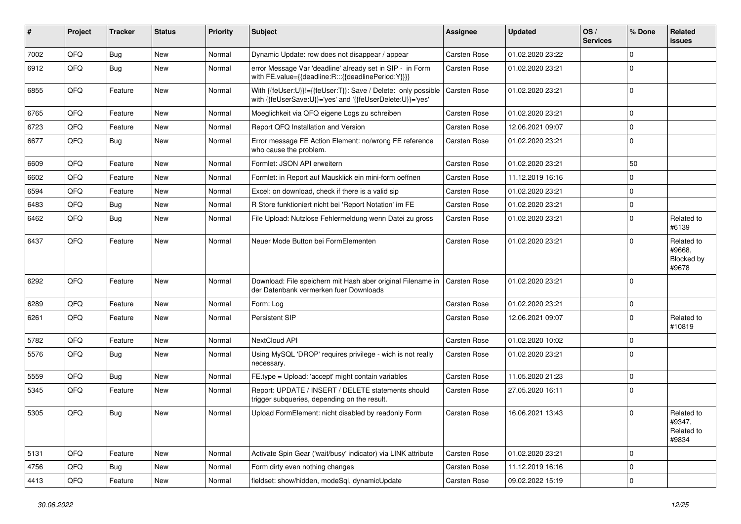| # | Project | Tracker | Status | Priority | Subject | Assignee | Updated | OS / Services | % Done | Related issues |
|---|---|---|---|---|---|---|---|---|---|---|
| 7002 | QFQ | Bug | New | Normal | Dynamic Update: row does not disappear / appear | Carsten Rose | 01.02.2020 23:22 | | 0 | |
| 6912 | QFQ | Bug | New | Normal | error Message Var 'deadline' already set in SIP - in Form with FE.value={{deadline:R:::{{deadlinePeriod:Y}}}} | Carsten Rose | 01.02.2020 23:21 | | 0 | |
| 6855 | QFQ | Feature | New | Normal | With {{feUser:U}}!={{feUser:T}}: Save / Delete: only possible with {{feUserSave:U}}='yes' and '{{feUserDelete:U}}='yes' | Carsten Rose | 01.02.2020 23:21 | | 0 | |
| 6765 | QFQ | Feature | New | Normal | Moeglichkeit via QFQ eigene Logs zu schreiben | Carsten Rose | 01.02.2020 23:21 | | 0 | |
| 6723 | QFQ | Feature | New | Normal | Report QFQ Installation and Version | Carsten Rose | 12.06.2021 09:07 | | 0 | |
| 6677 | QFQ | Bug | New | Normal | Error message FE Action Element: no/wrong FE reference who cause the problem. | Carsten Rose | 01.02.2020 23:21 | | 0 | |
| 6609 | QFQ | Feature | New | Normal | Formlet: JSON API erweitern | Carsten Rose | 01.02.2020 23:21 | | 50 | |
| 6602 | QFQ | Feature | New | Normal | Formlet: in Report auf Mausklick ein mini-form oeffnen | Carsten Rose | 11.12.2019 16:16 | | 0 | |
| 6594 | QFQ | Feature | New | Normal | Excel: on download, check if there is a valid sip | Carsten Rose | 01.02.2020 23:21 | | 0 | |
| 6483 | QFQ | Bug | New | Normal | R Store funktioniert nicht bei 'Report Notation' im FE | Carsten Rose | 01.02.2020 23:21 | | 0 | |
| 6462 | QFQ | Bug | New | Normal | File Upload: Nutzlose Fehlermeldung wenn Datei zu gross | Carsten Rose | 01.02.2020 23:21 | | 0 | Related to #6139 |
| 6437 | QFQ | Feature | New | Normal | Neuer Mode Button bei FormElementen | Carsten Rose | 01.02.2020 23:21 | | 0 | Related to #9668, Blocked by #9678 |
| 6292 | QFQ | Feature | New | Normal | Download: File speichern mit Hash aber original Filename in der Datenbank vermerken fuer Downloads | Carsten Rose | 01.02.2020 23:21 | | 0 | |
| 6289 | QFQ | Feature | New | Normal | Form: Log | Carsten Rose | 01.02.2020 23:21 | | 0 | |
| 6261 | QFQ | Feature | New | Normal | Persistent SIP | Carsten Rose | 12.06.2021 09:07 | | 0 | Related to #10819 |
| 5782 | QFQ | Feature | New | Normal | NextCloud API | Carsten Rose | 01.02.2020 10:02 | | 0 | |
| 5576 | QFQ | Bug | New | Normal | Using MySQL 'DROP' requires privilege - wich is not really necessary. | Carsten Rose | 01.02.2020 23:21 | | 0 | |
| 5559 | QFQ | Bug | New | Normal | FE.type = Upload: 'accept' might contain variables | Carsten Rose | 11.05.2020 21:23 | | 0 | |
| 5345 | QFQ | Feature | New | Normal | Report: UPDATE / INSERT / DELETE statements should trigger subqueries, depending on the result. | Carsten Rose | 27.05.2020 16:11 | | 0 | |
| 5305 | QFQ | Bug | New | Normal | Upload FormElement: nicht disabled by readonly Form | Carsten Rose | 16.06.2021 13:43 | | 0 | Related to #9347, Related to #9834 |
| 5131 | QFQ | Feature | New | Normal | Activate Spin Gear ('wait/busy' indicator) via LINK attribute | Carsten Rose | 01.02.2020 23:21 | | 0 | |
| 4756 | QFQ | Bug | New | Normal | Form dirty even nothing changes | Carsten Rose | 11.12.2019 16:16 | | 0 | |
| 4413 | QFQ | Feature | New | Normal | fieldset: show/hidden, modeSql, dynamicUpdate | Carsten Rose | 09.02.2022 15:19 | | 0 | |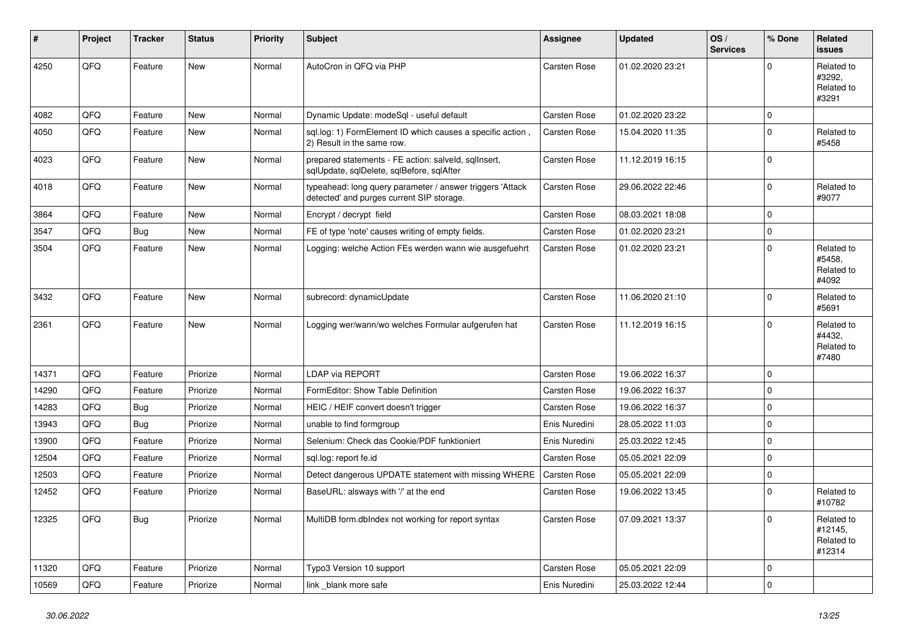| # | Project | Tracker | Status | Priority | Subject | Assignee | Updated | OS / Services | % Done | Related issues |
|---|---|---|---|---|---|---|---|---|---|---|
| 4250 | QFQ | Feature | New | Normal | AutoCron in QFQ via PHP | Carsten Rose | 01.02.2020 23:21 | | 0 | Related to #3292, Related to #3291 |
| 4082 | QFQ | Feature | New | Normal | Dynamic Update: modeSql - useful default | Carsten Rose | 01.02.2020 23:22 | | 0 | |
| 4050 | QFQ | Feature | New | Normal | sql.log: 1) FormElement ID which causes a specific action , 2) Result in the same row. | Carsten Rose | 15.04.2020 11:35 | | 0 | Related to #5458 |
| 4023 | QFQ | Feature | New | Normal | prepared statements - FE action: salveld, sqlInsert, sqlUpdate, sqlDelete, sqlBefore, sqlAfter | Carsten Rose | 11.12.2019 16:15 | | 0 | |
| 4018 | QFQ | Feature | New | Normal | typeahead: long query parameter / answer triggers 'Attack detected' and purges current SIP storage. | Carsten Rose | 29.06.2022 22:46 | | 0 | Related to #9077 |
| 3864 | QFQ | Feature | New | Normal | Encrypt / decrypt field | Carsten Rose | 08.03.2021 18:08 | | 0 | |
| 3547 | QFQ | Bug | New | Normal | FE of type 'note' causes writing of empty fields. | Carsten Rose | 01.02.2020 23:21 | | 0 | |
| 3504 | QFQ | Feature | New | Normal | Logging: welche Action FEs werden wann wie ausgefuehrt | Carsten Rose | 01.02.2020 23:21 | | 0 | Related to #5458, Related to #4092 |
| 3432 | QFQ | Feature | New | Normal | subrecord: dynamicUpdate | Carsten Rose | 11.06.2020 21:10 | | 0 | Related to #5691 |
| 2361 | QFQ | Feature | New | Normal | Logging wer/wann/wo welches Formular aufgerufen hat | Carsten Rose | 11.12.2019 16:15 | | 0 | Related to #4432, Related to #7480 |
| 14371 | QFQ | Feature | Priorize | Normal | LDAP via REPORT | Carsten Rose | 19.06.2022 16:37 | | 0 | |
| 14290 | QFQ | Feature | Priorize | Normal | FormEditor: Show Table Definition | Carsten Rose | 19.06.2022 16:37 | | 0 | |
| 14283 | QFQ | Bug | Priorize | Normal | HEIC / HEIF convert doesn't trigger | Carsten Rose | 19.06.2022 16:37 | | 0 | |
| 13943 | QFQ | Bug | Priorize | Normal | unable to find formgroup | Enis Nuredini | 28.05.2022 11:03 | | 0 | |
| 13900 | QFQ | Feature | Priorize | Normal | Selenium: Check das Cookie/PDF funktioniert | Enis Nuredini | 25.03.2022 12:45 | | 0 | |
| 12504 | QFQ | Feature | Priorize | Normal | sql.log: report fe.id | Carsten Rose | 05.05.2021 22:09 | | 0 | |
| 12503 | QFQ | Feature | Priorize | Normal | Detect dangerous UPDATE statement with missing WHERE | Carsten Rose | 05.05.2021 22:09 | | 0 | |
| 12452 | QFQ | Feature | Priorize | Normal | BaseURL: alsways with '/' at the end | Carsten Rose | 19.06.2022 13:45 | | 0 | Related to #10782 |
| 12325 | QFQ | Bug | Priorize | Normal | MultiDB form.dbIndex not working for report syntax | Carsten Rose | 07.09.2021 13:37 | | 0 | Related to #12145, Related to #12314 |
| 11320 | QFQ | Feature | Priorize | Normal | Typo3 Version 10 support | Carsten Rose | 05.05.2021 22:09 | | 0 | |
| 10569 | QFQ | Feature | Priorize | Normal | link _blank more safe | Enis Nuredini | 25.03.2022 12:44 | | 0 | |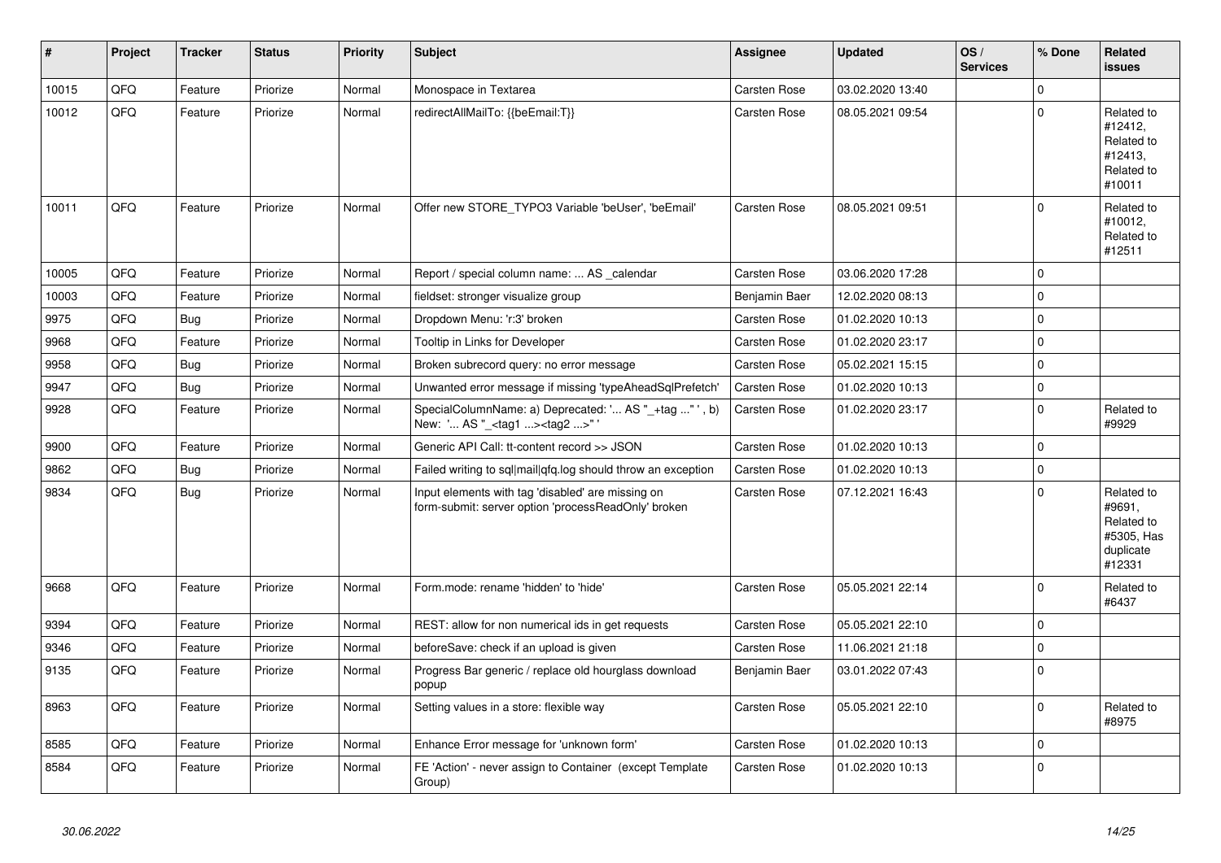| # | Project | Tracker | Status | Priority | Subject | Assignee | Updated | OS / Services | % Done | Related issues |
|---|---|---|---|---|---|---|---|---|---|---|
| 10015 | QFQ | Feature | Priorize | Normal | Monospace in Textarea | Carsten Rose | 03.02.2020 13:40 | | 0 | |
| 10012 | QFQ | Feature | Priorize | Normal | redirectAllMailTo: {{beEmail:T}} | Carsten Rose | 08.05.2021 09:54 | | 0 | Related to #12412, Related to #12413, Related to #10011 |
| 10011 | QFQ | Feature | Priorize | Normal | Offer new STORE_TYPO3 Variable 'beUser', 'beEmail' | Carsten Rose | 08.05.2021 09:51 | | 0 | Related to #10012, Related to #12511 |
| 10005 | QFQ | Feature | Priorize | Normal | Report / special column name: ... AS _calendar | Carsten Rose | 03.06.2020 17:28 | | 0 | |
| 10003 | QFQ | Feature | Priorize | Normal | fieldset: stronger visualize group | Benjamin Baer | 12.02.2020 08:13 | | 0 | |
| 9975 | QFQ | Bug | Priorize | Normal | Dropdown Menu: 'r:3' broken | Carsten Rose | 01.02.2020 10:13 | | 0 | |
| 9968 | QFQ | Feature | Priorize | Normal | Tooltip in Links for Developer | Carsten Rose | 01.02.2020 23:17 | | 0 | |
| 9958 | QFQ | Bug | Priorize | Normal | Broken subrecord query: no error message | Carsten Rose | 05.02.2021 15:15 | | 0 | |
| 9947 | QFQ | Bug | Priorize | Normal | Unwanted error message if missing 'typeAheadSqlPrefetch' | Carsten Rose | 01.02.2020 10:13 | | 0 | |
| 9928 | QFQ | Feature | Priorize | Normal | SpecialColumnName: a) Deprecated: '... AS "_+tag ..." ', b) New: '... AS "_<tag1 ...><tag2 ...>" ' | Carsten Rose | 01.02.2020 23:17 | | 0 | Related to #9929 |
| 9900 | QFQ | Feature | Priorize | Normal | Generic API Call: tt-content record >> JSON | Carsten Rose | 01.02.2020 10:13 | | 0 | |
| 9862 | QFQ | Bug | Priorize | Normal | Failed writing to sql\|mail\|qfq.log should throw an exception | Carsten Rose | 01.02.2020 10:13 | | 0 | |
| 9834 | QFQ | Bug | Priorize | Normal | Input elements with tag 'disabled' are missing on form-submit: server option 'processReadOnly' broken | Carsten Rose | 07.12.2021 16:43 | | 0 | Related to #9691, Related to #5305, Has duplicate #12331 |
| 9668 | QFQ | Feature | Priorize | Normal | Form.mode: rename 'hidden' to 'hide' | Carsten Rose | 05.05.2021 22:14 | | 0 | Related to #6437 |
| 9394 | QFQ | Feature | Priorize | Normal | REST: allow for non numerical ids in get requests | Carsten Rose | 05.05.2021 22:10 | | 0 | |
| 9346 | QFQ | Feature | Priorize | Normal | beforeSave: check if an upload is given | Carsten Rose | 11.06.2021 21:18 | | 0 | |
| 9135 | QFQ | Feature | Priorize | Normal | Progress Bar generic / replace old hourglass download popup | Benjamin Baer | 03.01.2022 07:43 | | 0 | |
| 8963 | QFQ | Feature | Priorize | Normal | Setting values in a store: flexible way | Carsten Rose | 05.05.2021 22:10 | | 0 | Related to #8975 |
| 8585 | QFQ | Feature | Priorize | Normal | Enhance Error message for 'unknown form' | Carsten Rose | 01.02.2020 10:13 | | 0 | |
| 8584 | QFQ | Feature | Priorize | Normal | FE 'Action' - never assign to Container (except Template Group) | Carsten Rose | 01.02.2020 10:13 | | 0 | |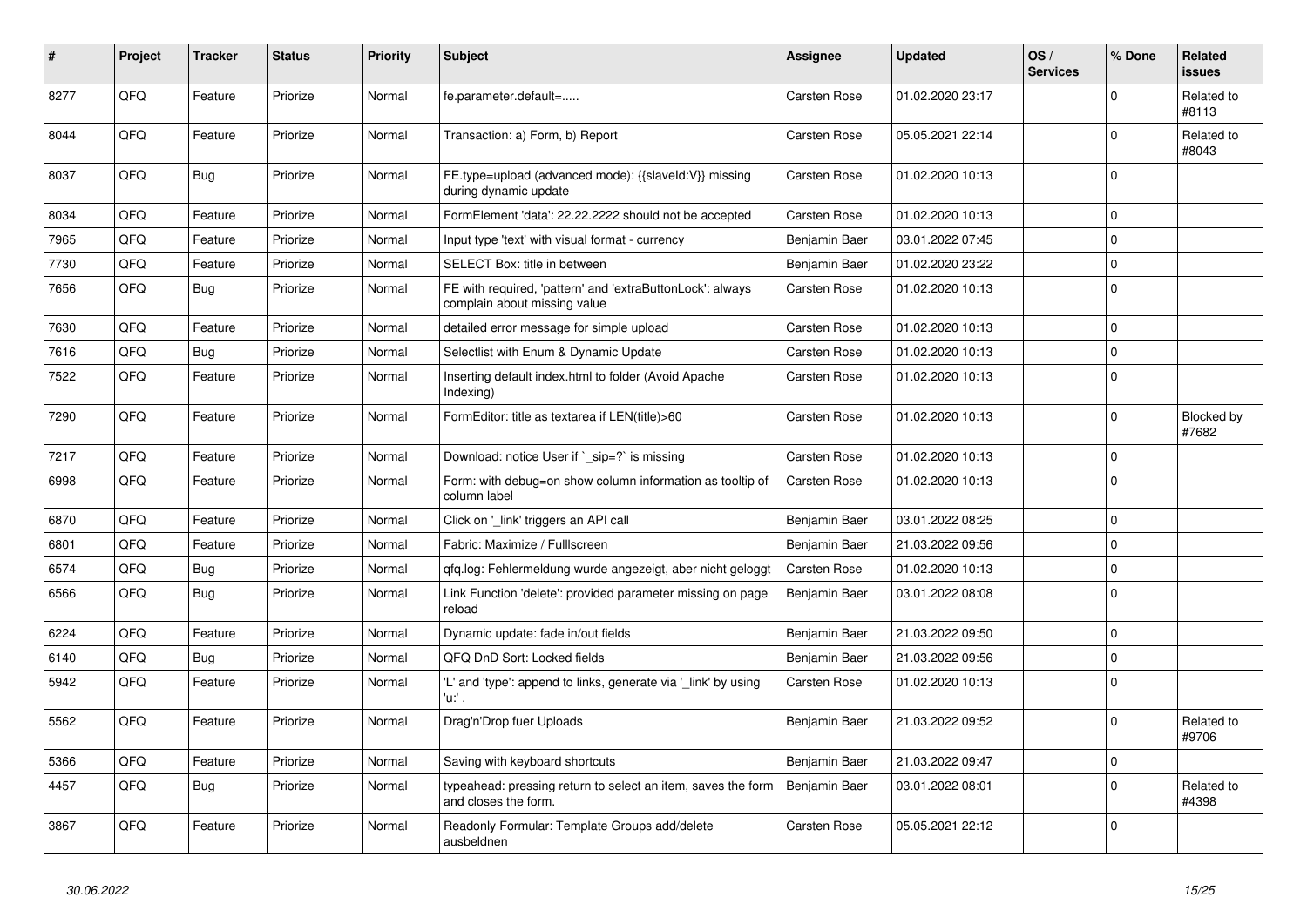| # | Project | Tracker | Status | Priority | Subject | Assignee | Updated | OS / Services | % Done | Related issues |
|---|---|---|---|---|---|---|---|---|---|---|
| 8277 | QFQ | Feature | Priorize | Normal | fe.parameter.default=..... | Carsten Rose | 01.02.2020 23:17 | | 0 | Related to #8113 |
| 8044 | QFQ | Feature | Priorize | Normal | Transaction: a) Form, b) Report | Carsten Rose | 05.05.2021 22:14 | | 0 | Related to #8043 |
| 8037 | QFQ | Bug | Priorize | Normal | FE.type=upload (advanced mode): {{slaveId:V}} missing during dynamic update | Carsten Rose | 01.02.2020 10:13 | | 0 | |
| 8034 | QFQ | Feature | Priorize | Normal | FormElement 'data': 22.22.2222 should not be accepted | Carsten Rose | 01.02.2020 10:13 | | 0 | |
| 7965 | QFQ | Feature | Priorize | Normal | Input type 'text' with visual format - currency | Benjamin Baer | 03.01.2022 07:45 | | 0 | |
| 7730 | QFQ | Feature | Priorize | Normal | SELECT Box: title in between | Benjamin Baer | 01.02.2020 23:22 | | 0 | |
| 7656 | QFQ | Bug | Priorize | Normal | FE with required, 'pattern' and 'extraButtonLock': always complain about missing value | Carsten Rose | 01.02.2020 10:13 | | 0 | |
| 7630 | QFQ | Feature | Priorize | Normal | detailed error message for simple upload | Carsten Rose | 01.02.2020 10:13 | | 0 | |
| 7616 | QFQ | Bug | Priorize | Normal | Selectlist with Enum & Dynamic Update | Carsten Rose | 01.02.2020 10:13 | | 0 | |
| 7522 | QFQ | Feature | Priorize | Normal | Inserting default index.html to folder (Avoid Apache Indexing) | Carsten Rose | 01.02.2020 10:13 | | 0 | |
| 7290 | QFQ | Feature | Priorize | Normal | FormEditor: title as textarea if LEN(title)>60 | Carsten Rose | 01.02.2020 10:13 | | 0 | Blocked by #7682 |
| 7217 | QFQ | Feature | Priorize | Normal | Download: notice User if `_sip=?` is missing | Carsten Rose | 01.02.2020 10:13 | | 0 | |
| 6998 | QFQ | Feature | Priorize | Normal | Form: with debug=on show column information as tooltip of column label | Carsten Rose | 01.02.2020 10:13 | | 0 | |
| 6870 | QFQ | Feature | Priorize | Normal | Click on '_link' triggers an API call | Benjamin Baer | 03.01.2022 08:25 | | 0 | |
| 6801 | QFQ | Feature | Priorize | Normal | Fabric: Maximize / Fulllscreen | Benjamin Baer | 21.03.2022 09:56 | | 0 | |
| 6574 | QFQ | Bug | Priorize | Normal | qfq.log: Fehlermeldung wurde angezeigt, aber nicht geloggt | Carsten Rose | 01.02.2020 10:13 | | 0 | |
| 6566 | QFQ | Bug | Priorize | Normal | Link Function 'delete': provided parameter missing on page reload | Benjamin Baer | 03.01.2022 08:08 | | 0 | |
| 6224 | QFQ | Feature | Priorize | Normal | Dynamic update: fade in/out fields | Benjamin Baer | 21.03.2022 09:50 | | 0 | |
| 6140 | QFQ | Bug | Priorize | Normal | QFQ DnD Sort: Locked fields | Benjamin Baer | 21.03.2022 09:56 | | 0 | |
| 5942 | QFQ | Feature | Priorize | Normal | 'L' and 'type': append to links, generate via '_link' by using 'u:' . | Carsten Rose | 01.02.2020 10:13 | | 0 | |
| 5562 | QFQ | Feature | Priorize | Normal | Drag'n'Drop fuer Uploads | Benjamin Baer | 21.03.2022 09:52 | | 0 | Related to #9706 |
| 5366 | QFQ | Feature | Priorize | Normal | Saving with keyboard shortcuts | Benjamin Baer | 21.03.2022 09:47 | | 0 | |
| 4457 | QFQ | Bug | Priorize | Normal | typeahead: pressing return to select an item, saves the form and closes the form. | Benjamin Baer | 03.01.2022 08:01 | | 0 | Related to #4398 |
| 3867 | QFQ | Feature | Priorize | Normal | Readonly Formular: Template Groups add/delete ausbeldnen | Carsten Rose | 05.05.2021 22:12 | | 0 | |

*30.06.2022*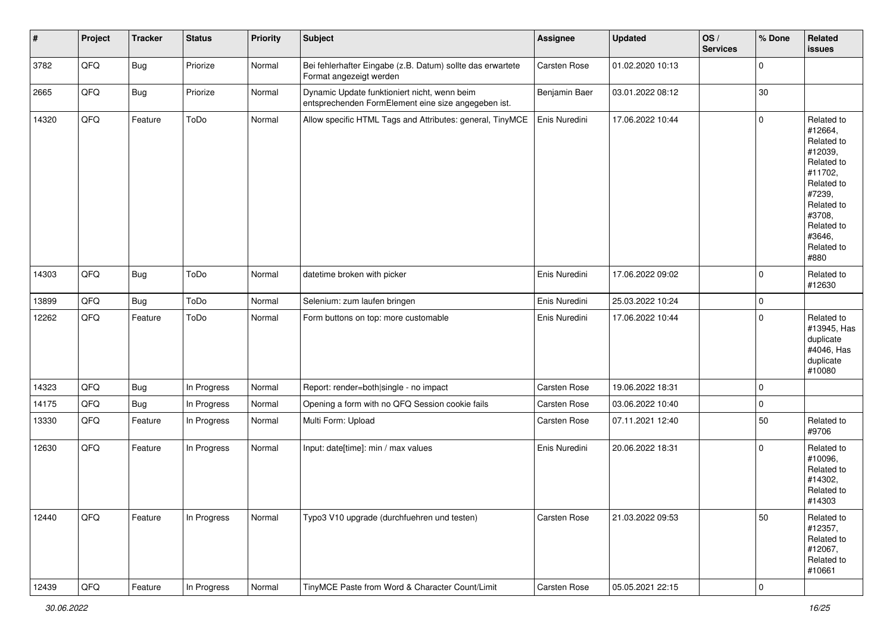| # | Project | Tracker | Status | Priority | Subject | Assignee | Updated | OS / Services | % Done | Related issues |
|---|---|---|---|---|---|---|---|---|---|---|
| 3782 | QFQ | Bug | Priorize | Normal | Bei fehlerhafter Eingabe (z.B. Datum) sollte das erwartete Format angezeigt werden | Carsten Rose | 01.02.2020 10:13 | | 0 | |
| 2665 | QFQ | Bug | Priorize | Normal | Dynamic Update funktioniert nicht, wenn beim entsprechenden FormElement eine size angegeben ist. | Benjamin Baer | 03.01.2022 08:12 | | 30 | |
| 14320 | QFQ | Feature | ToDo | Normal | Allow specific HTML Tags and Attributes: general, TinyMCE | Enis Nuredini | 17.06.2022 10:44 | | 0 | Related to #12664, Related to #12039, Related to #11702, Related to #7239, Related to #3708, Related to #3646, Related to #880 |
| 14303 | QFQ | Bug | ToDo | Normal | datetime broken with picker | Enis Nuredini | 17.06.2022 09:02 | | 0 | Related to #12630 |
| 13899 | QFQ | Bug | ToDo | Normal | Selenium: zum laufen bringen | Enis Nuredini | 25.03.2022 10:24 | | 0 | |
| 12262 | QFQ | Feature | ToDo | Normal | Form buttons on top: more customable | Enis Nuredini | 17.06.2022 10:44 | | 0 | Related to #13945, Has duplicate #4046, Has duplicate #10080 |
| 14323 | QFQ | Bug | In Progress | Normal | Report: render=both\|single - no impact | Carsten Rose | 19.06.2022 18:31 | | 0 | |
| 14175 | QFQ | Bug | In Progress | Normal | Opening a form with no QFQ Session cookie fails | Carsten Rose | 03.06.2022 10:40 | | 0 | |
| 13330 | QFQ | Feature | In Progress | Normal | Multi Form: Upload | Carsten Rose | 07.11.2021 12:40 | | 50 | Related to #9706 |
| 12630 | QFQ | Feature | In Progress | Normal | Input: date[time]: min / max values | Enis Nuredini | 20.06.2022 18:31 | | 0 | Related to #10096, Related to #14302, Related to #14303 |
| 12440 | QFQ | Feature | In Progress | Normal | Typo3 V10 upgrade (durchfuehren und testen) | Carsten Rose | 21.03.2022 09:53 | | 50 | Related to #12357, Related to #12067, Related to #10661 |
| 12439 | QFQ | Feature | In Progress | Normal | TinyMCE Paste from Word & Character Count/Limit | Carsten Rose | 05.05.2021 22:15 | | 0 | |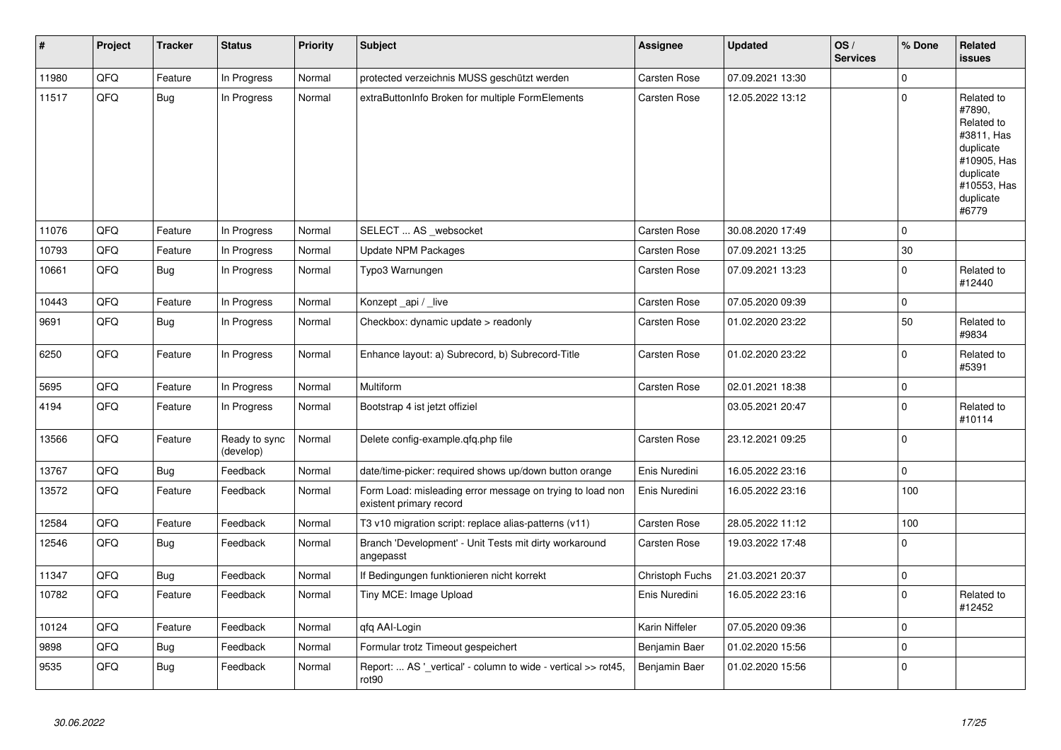| # | Project | Tracker | Status | Priority | Subject | Assignee | Updated | OS / Services | % Done | Related issues |
|---|---|---|---|---|---|---|---|---|---|---|
| 11980 | QFQ | Feature | In Progress | Normal | protected verzeichnis MUSS geschützt werden | Carsten Rose | 07.09.2021 13:30 | | 0 | |
| 11517 | QFQ | Bug | In Progress | Normal | extraButtonInfo Broken for multiple FormElements | Carsten Rose | 12.05.2022 13:12 | | 0 | Related to #7890, Related to #3811, Has duplicate #10905, Has duplicate #10553, Has duplicate #6779 |
| 11076 | QFQ | Feature | In Progress | Normal | SELECT ... AS _websocket | Carsten Rose | 30.08.2020 17:49 | | 0 | |
| 10793 | QFQ | Feature | In Progress | Normal | Update NPM Packages | Carsten Rose | 07.09.2021 13:25 | | 30 | |
| 10661 | QFQ | Bug | In Progress | Normal | Typo3 Warnungen | Carsten Rose | 07.09.2021 13:23 | | 0 | Related to #12440 |
| 10443 | QFQ | Feature | In Progress | Normal | Konzept _api / _live | Carsten Rose | 07.05.2020 09:39 | | 0 | |
| 9691 | QFQ | Bug | In Progress | Normal | Checkbox: dynamic update > readonly | Carsten Rose | 01.02.2020 23:22 | | 50 | Related to #9834 |
| 6250 | QFQ | Feature | In Progress | Normal | Enhance layout: a) Subrecord, b) Subrecord-Title | Carsten Rose | 01.02.2020 23:22 | | 0 | Related to #5391 |
| 5695 | QFQ | Feature | In Progress | Normal | Multiform | Carsten Rose | 02.01.2021 18:38 | | 0 | |
| 4194 | QFQ | Feature | In Progress | Normal | Bootstrap 4 ist jetzt offiziel | | 03.05.2021 20:47 | | 0 | Related to #10114 |
| 13566 | QFQ | Feature | Ready to sync (develop) | Normal | Delete config-example.qfq.php file | Carsten Rose | 23.12.2021 09:25 | | 0 | |
| 13767 | QFQ | Bug | Feedback | Normal | date/time-picker: required shows up/down button orange | Enis Nuredini | 16.05.2022 23:16 | | 0 | |
| 13572 | QFQ | Feature | Feedback | Normal | Form Load: misleading error message on trying to load non existent primary record | Enis Nuredini | 16.05.2022 23:16 | | 100 | |
| 12584 | QFQ | Feature | Feedback | Normal | T3 v10 migration script: replace alias-patterns (v11) | Carsten Rose | 28.05.2022 11:12 | | 100 | |
| 12546 | QFQ | Bug | Feedback | Normal | Branch 'Development' - Unit Tests mit dirty workaround angepasst | Carsten Rose | 19.03.2022 17:48 | | 0 | |
| 11347 | QFQ | Bug | Feedback | Normal | If Bedingungen funktionieren nicht korrekt | Christoph Fuchs | 21.03.2021 20:37 | | 0 | |
| 10782 | QFQ | Feature | Feedback | Normal | Tiny MCE: Image Upload | Enis Nuredini | 16.05.2022 23:16 | | 0 | Related to #12452 |
| 10124 | QFQ | Feature | Feedback | Normal | qfq AAI-Login | Karin Niffeler | 07.05.2020 09:36 | | 0 | |
| 9898 | QFQ | Bug | Feedback | Normal | Formular trotz Timeout gespeichert | Benjamin Baer | 01.02.2020 15:56 | | 0 | |
| 9535 | QFQ | Bug | Feedback | Normal | Report: ... AS '_vertical' - column to wide - vertical >> rot45, rot90 | Benjamin Baer | 01.02.2020 15:56 | | 0 | |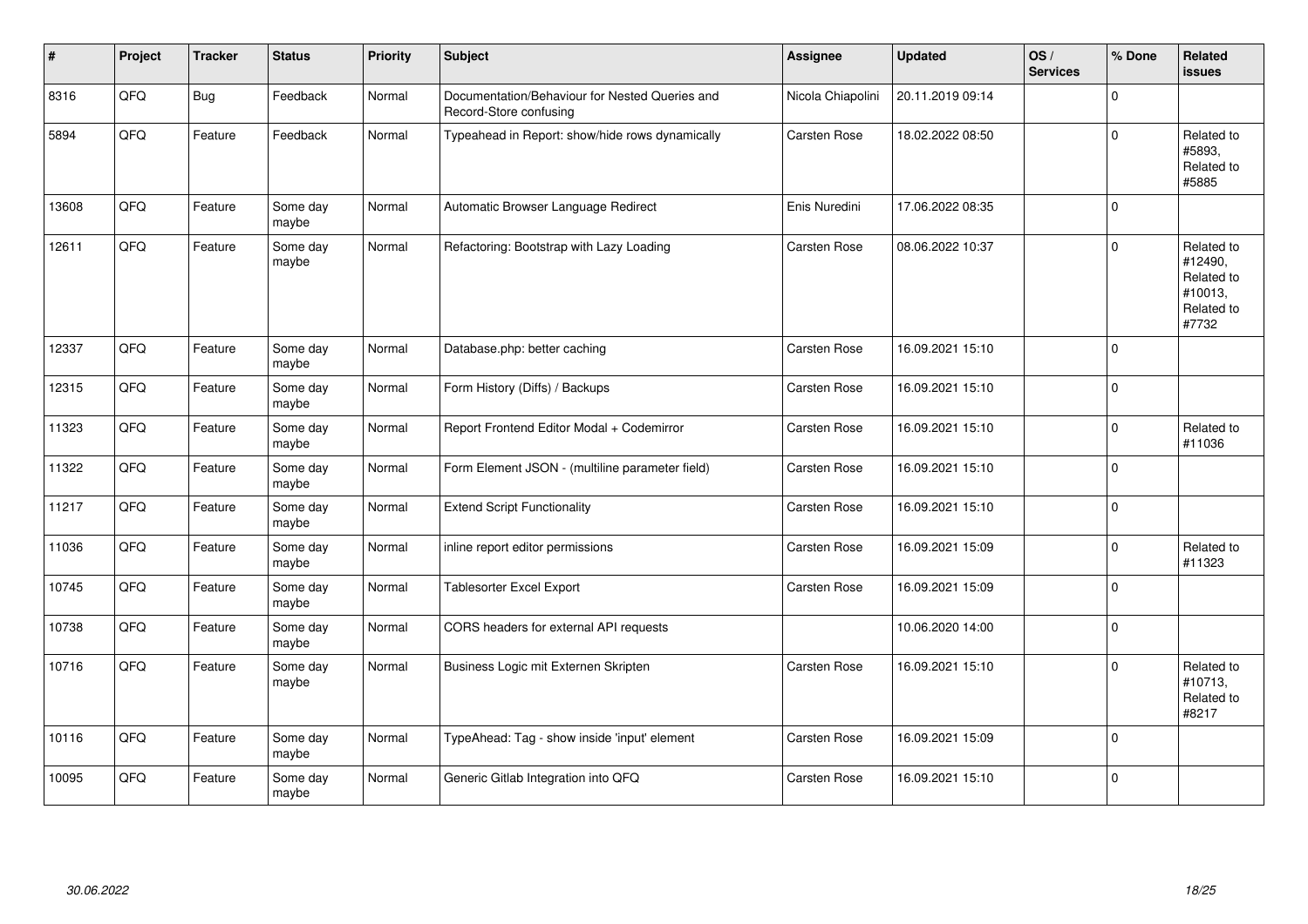| # | Project | Tracker | Status | Priority | Subject | Assignee | Updated | OS / Services | % Done | Related issues |
|---|---|---|---|---|---|---|---|---|---|---|
| 8316 | QFQ | Bug | Feedback | Normal | Documentation/Behaviour for Nested Queries and Record-Store confusing | Nicola Chiapolini | 20.11.2019 09:14 | | 0 | |
| 5894 | QFQ | Feature | Feedback | Normal | Typeahead in Report: show/hide rows dynamically | Carsten Rose | 18.02.2022 08:50 | | 0 | Related to #5893, Related to #5885 |
| 13608 | QFQ | Feature | Some day maybe | Normal | Automatic Browser Language Redirect | Enis Nuredini | 17.06.2022 08:35 | | 0 | |
| 12611 | QFQ | Feature | Some day maybe | Normal | Refactoring: Bootstrap with Lazy Loading | Carsten Rose | 08.06.2022 10:37 | | 0 | Related to #12490, Related to #10013, Related to #7732 |
| 12337 | QFQ | Feature | Some day maybe | Normal | Database.php: better caching | Carsten Rose | 16.09.2021 15:10 | | 0 | |
| 12315 | QFQ | Feature | Some day maybe | Normal | Form History (Diffs) / Backups | Carsten Rose | 16.09.2021 15:10 | | 0 | |
| 11323 | QFQ | Feature | Some day maybe | Normal | Report Frontend Editor Modal + Codemirror | Carsten Rose | 16.09.2021 15:10 | | 0 | Related to #11036 |
| 11322 | QFQ | Feature | Some day maybe | Normal | Form Element JSON - (multiline parameter field) | Carsten Rose | 16.09.2021 15:10 | | 0 | |
| 11217 | QFQ | Feature | Some day maybe | Normal | Extend Script Functionality | Carsten Rose | 16.09.2021 15:10 | | 0 | |
| 11036 | QFQ | Feature | Some day maybe | Normal | inline report editor permissions | Carsten Rose | 16.09.2021 15:09 | | 0 | Related to #11323 |
| 10745 | QFQ | Feature | Some day maybe | Normal | Tablesorter Excel Export | Carsten Rose | 16.09.2021 15:09 | | 0 | |
| 10738 | QFQ | Feature | Some day maybe | Normal | CORS headers for external API requests | | 10.06.2020 14:00 | | 0 | |
| 10716 | QFQ | Feature | Some day maybe | Normal | Business Logic mit Externen Skripten | Carsten Rose | 16.09.2021 15:10 | | 0 | Related to #10713, Related to #8217 |
| 10116 | QFQ | Feature | Some day maybe | Normal | TypeAhead: Tag - show inside 'input' element | Carsten Rose | 16.09.2021 15:09 | | 0 | |
| 10095 | QFQ | Feature | Some day maybe | Normal | Generic Gitlab Integration into QFQ | Carsten Rose | 16.09.2021 15:10 | | 0 | |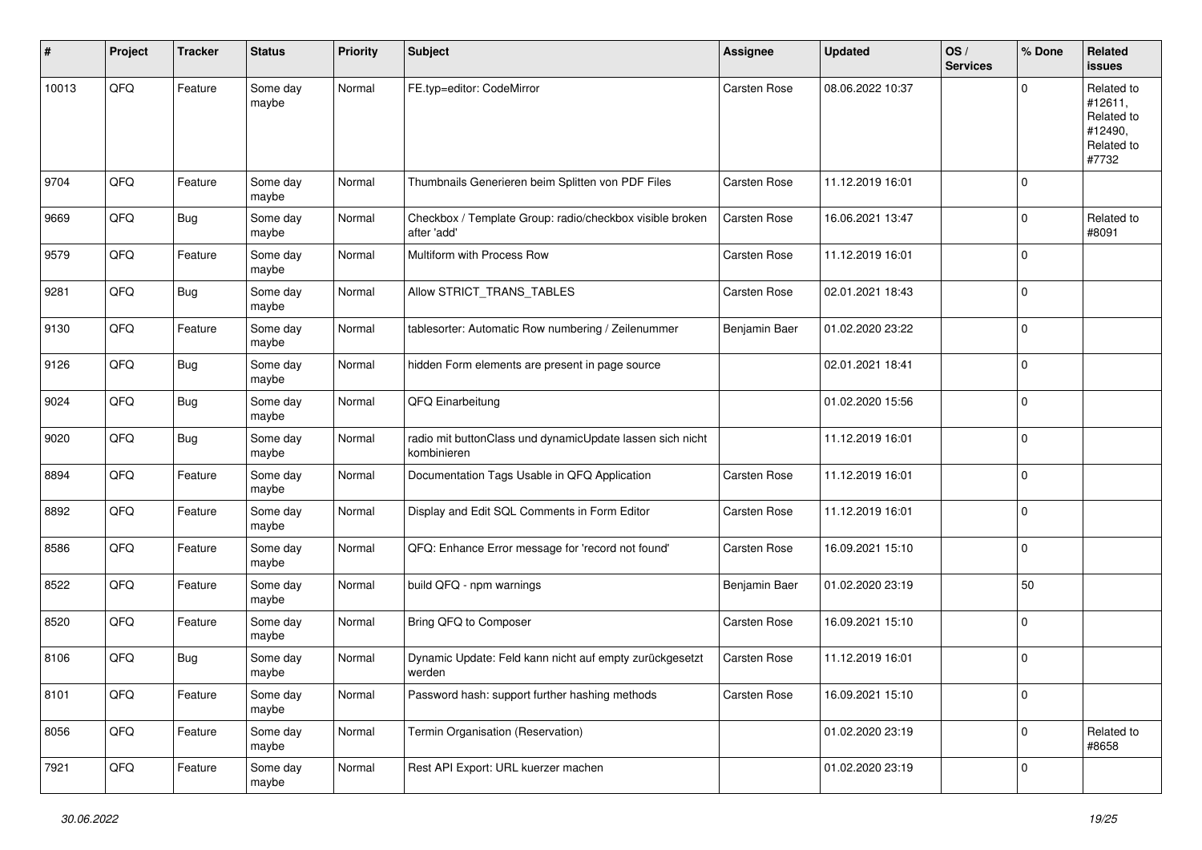| # | Project | Tracker | Status | Priority | Subject | Assignee | Updated | OS / Services | % Done | Related issues |
|---|---|---|---|---|---|---|---|---|---|---|
| 10013 | QFQ | Feature | Some day maybe | Normal | FE.typ=editor: CodeMirror | Carsten Rose | 08.06.2022 10:37 | | 0 | Related to #12611, Related to #12490, Related to #7732 |
| 9704 | QFQ | Feature | Some day maybe | Normal | Thumbnails Generieren beim Splitten von PDF Files | Carsten Rose | 11.12.2019 16:01 | | 0 | |
| 9669 | QFQ | Bug | Some day maybe | Normal | Checkbox / Template Group: radio/checkbox visible broken after 'add' | Carsten Rose | 16.06.2021 13:47 | | 0 | Related to #8091 |
| 9579 | QFQ | Feature | Some day maybe | Normal | Multiform with Process Row | Carsten Rose | 11.12.2019 16:01 | | 0 | |
| 9281 | QFQ | Bug | Some day maybe | Normal | Allow STRICT_TRANS_TABLES | Carsten Rose | 02.01.2021 18:43 | | 0 | |
| 9130 | QFQ | Feature | Some day maybe | Normal | tablesorter: Automatic Row numbering / Zeilenummer | Benjamin Baer | 01.02.2020 23:22 | | 0 | |
| 9126 | QFQ | Bug | Some day maybe | Normal | hidden Form elements are present in page source | | 02.01.2021 18:41 | | 0 | |
| 9024 | QFQ | Bug | Some day maybe | Normal | QFQ Einarbeitung | | 01.02.2020 15:56 | | 0 | |
| 9020 | QFQ | Bug | Some day maybe | Normal | radio mit buttonClass und dynamicUpdate lassen sich nicht kombinieren | | 11.12.2019 16:01 | | 0 | |
| 8894 | QFQ | Feature | Some day maybe | Normal | Documentation Tags Usable in QFQ Application | Carsten Rose | 11.12.2019 16:01 | | 0 | |
| 8892 | QFQ | Feature | Some day maybe | Normal | Display and Edit SQL Comments in Form Editor | Carsten Rose | 11.12.2019 16:01 | | 0 | |
| 8586 | QFQ | Feature | Some day maybe | Normal | QFQ: Enhance Error message for 'record not found' | Carsten Rose | 16.09.2021 15:10 | | 0 | |
| 8522 | QFQ | Feature | Some day maybe | Normal | build QFQ - npm warnings | Benjamin Baer | 01.02.2020 23:19 | | 50 | |
| 8520 | QFQ | Feature | Some day maybe | Normal | Bring QFQ to Composer | Carsten Rose | 16.09.2021 15:10 | | 0 | |
| 8106 | QFQ | Bug | Some day maybe | Normal | Dynamic Update: Feld kann nicht auf empty zurückgesetzt werden | Carsten Rose | 11.12.2019 16:01 | | 0 | |
| 8101 | QFQ | Feature | Some day maybe | Normal | Password hash: support further hashing methods | Carsten Rose | 16.09.2021 15:10 | | 0 | |
| 8056 | QFQ | Feature | Some day maybe | Normal | Termin Organisation (Reservation) | | 01.02.2020 23:19 | | 0 | Related to #8658 |
| 7921 | QFQ | Feature | Some day maybe | Normal | Rest API Export: URL kuerzer machen | | 01.02.2020 23:19 | | 0 | |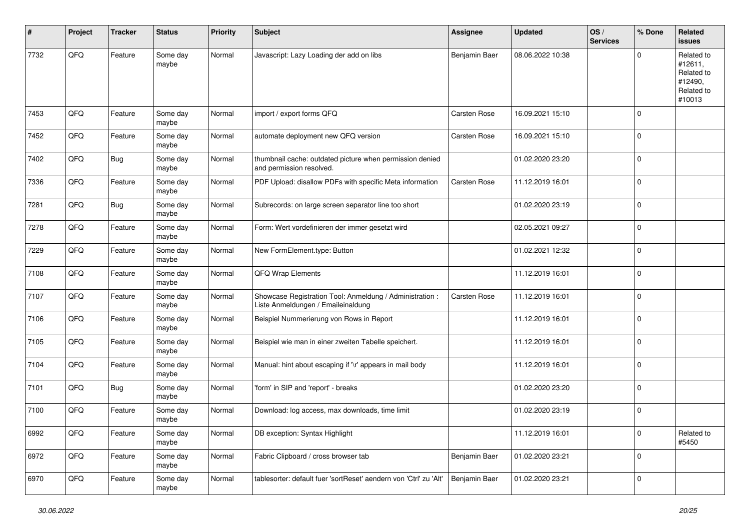| # | Project | Tracker | Status | Priority | Subject | Assignee | Updated | OS / Services | % Done | Related issues |
|---|---|---|---|---|---|---|---|---|---|---|
| 7732 | QFQ | Feature | Some day maybe | Normal | Javascript: Lazy Loading der add on libs | Benjamin Baer | 08.06.2022 10:38 | | 0 | Related to #12611, Related to #12490, Related to #10013 |
| 7453 | QFQ | Feature | Some day maybe | Normal | import / export forms QFQ | Carsten Rose | 16.09.2021 15:10 | | 0 | |
| 7452 | QFQ | Feature | Some day maybe | Normal | automate deployment new QFQ version | Carsten Rose | 16.09.2021 15:10 | | 0 | |
| 7402 | QFQ | Bug | Some day maybe | Normal | thumbnail cache: outdated picture when permission denied and permission resolved. | | 01.02.2020 23:20 | | 0 | |
| 7336 | QFQ | Feature | Some day maybe | Normal | PDF Upload: disallow PDFs with specific Meta information | Carsten Rose | 11.12.2019 16:01 | | 0 | |
| 7281 | QFQ | Bug | Some day maybe | Normal | Subrecords: on large screen separator line too short | | 01.02.2020 23:19 | | 0 | |
| 7278 | QFQ | Feature | Some day maybe | Normal | Form: Wert vordefinieren der immer gesetzt wird | | 02.05.2021 09:27 | | 0 | |
| 7229 | QFQ | Feature | Some day maybe | Normal | New FormElement.type: Button | | 01.02.2021 12:32 | | 0 | |
| 7108 | QFQ | Feature | Some day maybe | Normal | QFQ Wrap Elements | | 11.12.2019 16:01 | | 0 | |
| 7107 | QFQ | Feature | Some day maybe | Normal | Showcase Registration Tool: Anmeldung / Administration : Liste Anmeldungen / Emaileinaldung | Carsten Rose | 11.12.2019 16:01 | | 0 | |
| 7106 | QFQ | Feature | Some day maybe | Normal | Beispiel Nummerierung von Rows in Report | | 11.12.2019 16:01 | | 0 | |
| 7105 | QFQ | Feature | Some day maybe | Normal | Beispiel wie man in einer zweiten Tabelle speichert. | | 11.12.2019 16:01 | | 0 | |
| 7104 | QFQ | Feature | Some day maybe | Normal | Manual: hint about escaping if '\r' appears in mail body | | 11.12.2019 16:01 | | 0 | |
| 7101 | QFQ | Bug | Some day maybe | Normal | 'form' in SIP and 'report' - breaks | | 01.02.2020 23:20 | | 0 | |
| 7100 | QFQ | Feature | Some day maybe | Normal | Download: log access, max downloads, time limit | | 01.02.2020 23:19 | | 0 | |
| 6992 | QFQ | Feature | Some day maybe | Normal | DB exception: Syntax Highlight | | 11.12.2019 16:01 | | 0 | Related to #5450 |
| 6972 | QFQ | Feature | Some day maybe | Normal | Fabric Clipboard / cross browser tab | Benjamin Baer | 01.02.2020 23:21 | | 0 | |
| 6970 | QFQ | Feature | Some day maybe | Normal | tablesorter: default fuer 'sortReset' aendern von 'Ctrl' zu 'Alt' | Benjamin Baer | 01.02.2020 23:21 | | 0 | |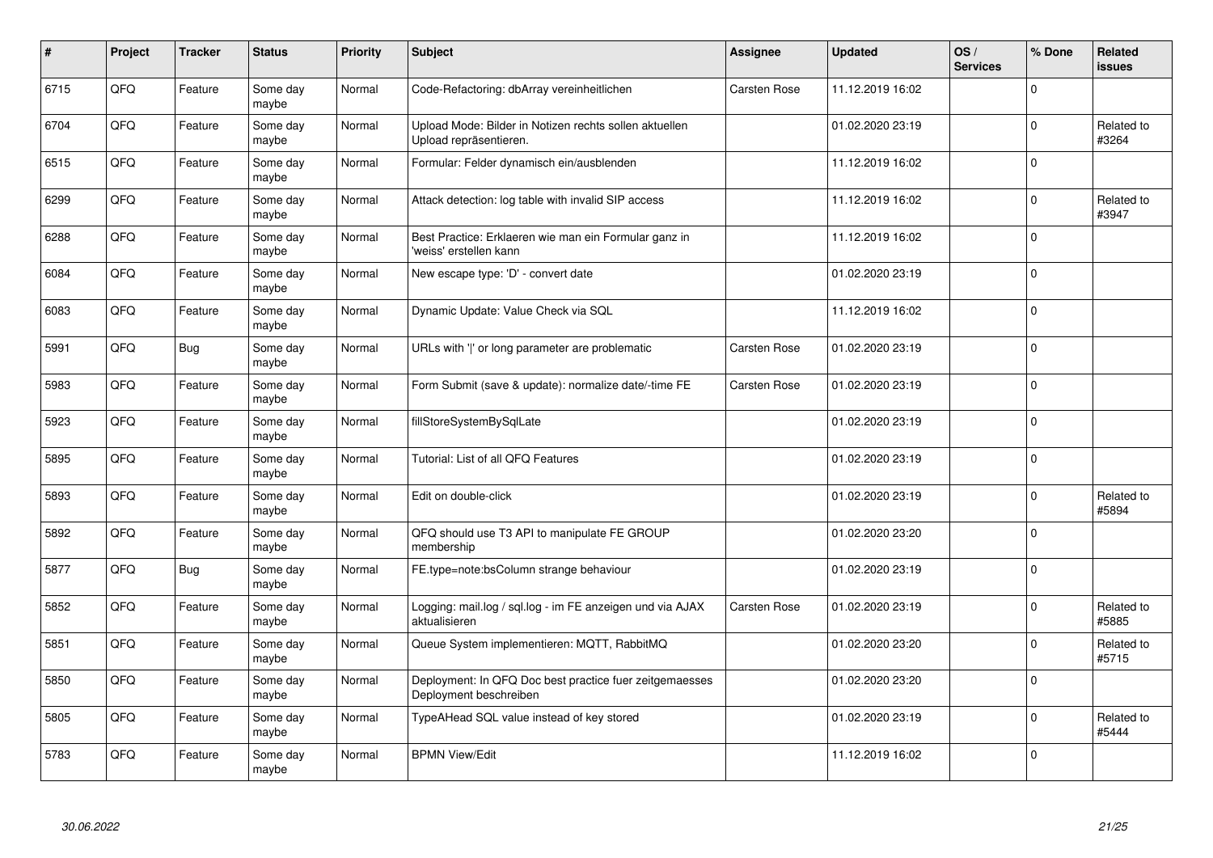| # | Project | Tracker | Status | Priority | Subject | Assignee | Updated | OS / Services | % Done | Related issues |
|---|---|---|---|---|---|---|---|---|---|---|
| 6715 | QFQ | Feature | Some day maybe | Normal | Code-Refactoring: dbArray vereinheitlichen | Carsten Rose | 11.12.2019 16:02 | | 0 | |
| 6704 | QFQ | Feature | Some day maybe | Normal | Upload Mode: Bilder in Notizen rechts sollen aktuellen Upload repräsentieren. | | 01.02.2020 23:19 | | 0 | Related to #3264 |
| 6515 | QFQ | Feature | Some day maybe | Normal | Formular: Felder dynamisch ein/ausblenden | | 11.12.2019 16:02 | | 0 | |
| 6299 | QFQ | Feature | Some day maybe | Normal | Attack detection: log table with invalid SIP access | | 11.12.2019 16:02 | | 0 | Related to #3947 |
| 6288 | QFQ | Feature | Some day maybe | Normal | Best Practice: Erklaeren wie man ein Formular ganz in 'weiss' erstellen kann | | 11.12.2019 16:02 | | 0 | |
| 6084 | QFQ | Feature | Some day maybe | Normal | New escape type: 'D' - convert date | | 01.02.2020 23:19 | | 0 | |
| 6083 | QFQ | Feature | Some day maybe | Normal | Dynamic Update: Value Check via SQL | | 11.12.2019 16:02 | | 0 | |
| 5991 | QFQ | Bug | Some day maybe | Normal | URLs with '\|' or long parameter are problematic | Carsten Rose | 01.02.2020 23:19 | | 0 | |
| 5983 | QFQ | Feature | Some day maybe | Normal | Form Submit (save & update): normalize date/-time FE | Carsten Rose | 01.02.2020 23:19 | | 0 | |
| 5923 | QFQ | Feature | Some day maybe | Normal | fillStoreSystemBySqlLate | | 01.02.2020 23:19 | | 0 | |
| 5895 | QFQ | Feature | Some day maybe | Normal | Tutorial: List of all QFQ Features | | 01.02.2020 23:19 | | 0 | |
| 5893 | QFQ | Feature | Some day maybe | Normal | Edit on double-click | | 01.02.2020 23:19 | | 0 | Related to #5894 |
| 5892 | QFQ | Feature | Some day maybe | Normal | QFQ should use T3 API to manipulate FE GROUP membership | | 01.02.2020 23:20 | | 0 | |
| 5877 | QFQ | Bug | Some day maybe | Normal | FE.type=note:bsColumn strange behaviour | | 01.02.2020 23:19 | | 0 | |
| 5852 | QFQ | Feature | Some day maybe | Normal | Logging: mail.log / sql.log - im FE anzeigen und via AJAX aktualisieren | Carsten Rose | 01.02.2020 23:19 | | 0 | Related to #5885 |
| 5851 | QFQ | Feature | Some day maybe | Normal | Queue System implementieren: MQTT, RabbitMQ | | 01.02.2020 23:20 | | 0 | Related to #5715 |
| 5850 | QFQ | Feature | Some day maybe | Normal | Deployment: In QFQ Doc best practice fuer zeitgemaesses Deployment beschreiben | | 01.02.2020 23:20 | | 0 | |
| 5805 | QFQ | Feature | Some day maybe | Normal | TypeAHead SQL value instead of key stored | | 01.02.2020 23:19 | | 0 | Related to #5444 |
| 5783 | QFQ | Feature | Some day maybe | Normal | BPMN View/Edit | | 11.12.2019 16:02 | | 0 | |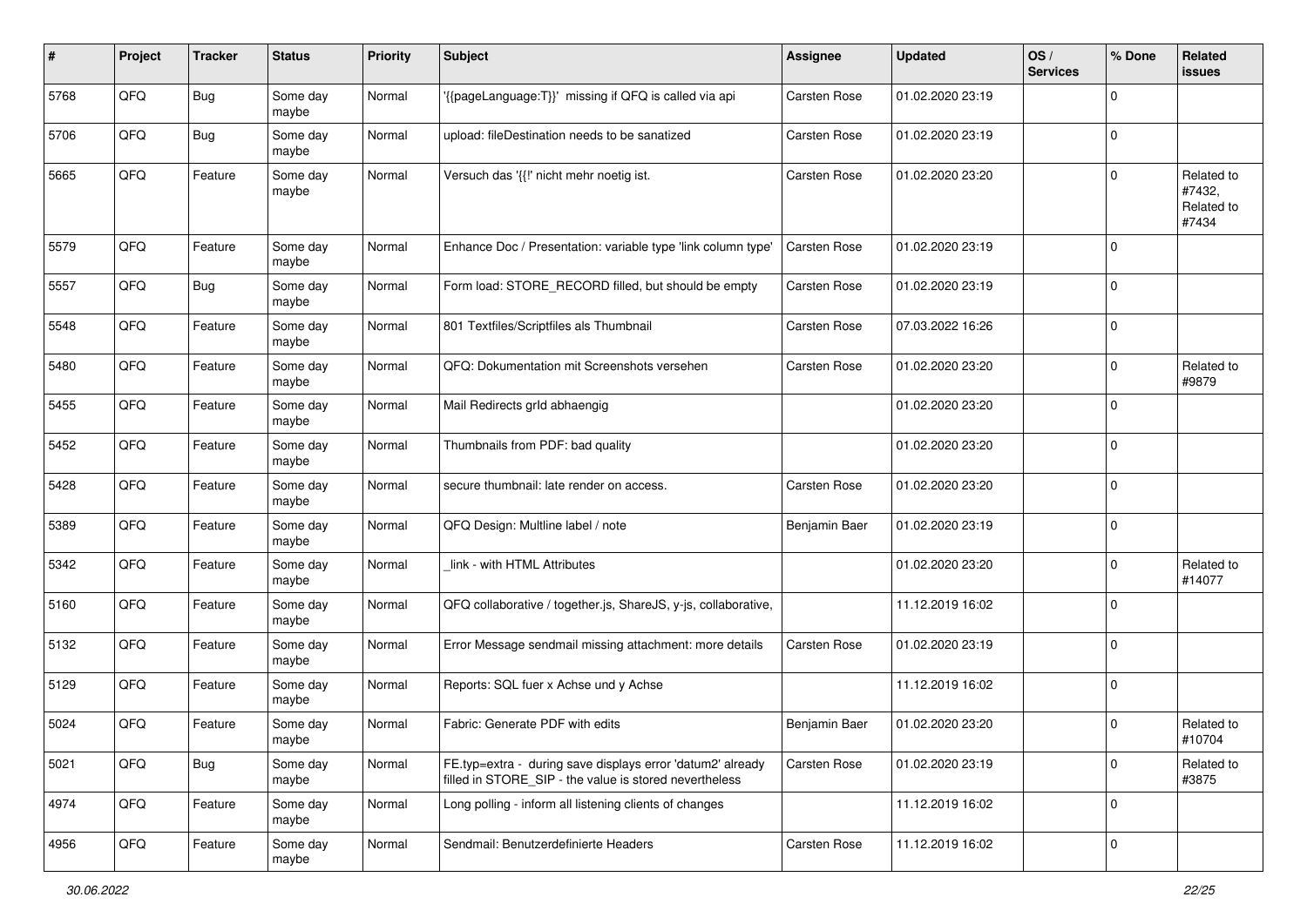| # | Project | Tracker | Status | Priority | Subject | Assignee | Updated | OS / Services | % Done | Related issues |
|---|---|---|---|---|---|---|---|---|---|---|
| 5768 | QFQ | Bug | Some day maybe | Normal | '{{pageLanguage:T}}' missing if QFQ is called via api | Carsten Rose | 01.02.2020 23:19 | | 0 | |
| 5706 | QFQ | Bug | Some day maybe | Normal | upload: fileDestination needs to be sanatized | Carsten Rose | 01.02.2020 23:19 | | 0 | |
| 5665 | QFQ | Feature | Some day maybe | Normal | Versuch das '{{!' nicht mehr noetig ist. | Carsten Rose | 01.02.2020 23:20 | | 0 | Related to #7432, Related to #7434 |
| 5579 | QFQ | Feature | Some day maybe | Normal | Enhance Doc / Presentation: variable type 'link column type' | Carsten Rose | 01.02.2020 23:19 | | 0 | |
| 5557 | QFQ | Bug | Some day maybe | Normal | Form load: STORE_RECORD filled, but should be empty | Carsten Rose | 01.02.2020 23:19 | | 0 | |
| 5548 | QFQ | Feature | Some day maybe | Normal | 801 Textfiles/Scriptfiles als Thumbnail | Carsten Rose | 07.03.2022 16:26 | | 0 | |
| 5480 | QFQ | Feature | Some day maybe | Normal | QFQ: Dokumentation mit Screenshots versehen | Carsten Rose | 01.02.2020 23:20 | | 0 | Related to #9879 |
| 5455 | QFQ | Feature | Some day maybe | Normal | Mail Redirects grId abhaengig | | 01.02.2020 23:20 | | 0 | |
| 5452 | QFQ | Feature | Some day maybe | Normal | Thumbnails from PDF: bad quality | | 01.02.2020 23:20 | | 0 | |
| 5428 | QFQ | Feature | Some day maybe | Normal | secure thumbnail: late render on access. | Carsten Rose | 01.02.2020 23:20 | | 0 | |
| 5389 | QFQ | Feature | Some day maybe | Normal | QFQ Design: Multline label / note | Benjamin Baer | 01.02.2020 23:19 | | 0 | |
| 5342 | QFQ | Feature | Some day maybe | Normal | _link - with HTML Attributes | | 01.02.2020 23:20 | | 0 | Related to #14077 |
| 5160 | QFQ | Feature | Some day maybe | Normal | QFQ collaborative / together.js, ShareJS, y-js, collaborative, | | 11.12.2019 16:02 | | 0 | |
| 5132 | QFQ | Feature | Some day maybe | Normal | Error Message sendmail missing attachment: more details | Carsten Rose | 01.02.2020 23:19 | | 0 | |
| 5129 | QFQ | Feature | Some day maybe | Normal | Reports: SQL fuer x Achse und y Achse | | 11.12.2019 16:02 | | 0 | |
| 5024 | QFQ | Feature | Some day maybe | Normal | Fabric: Generate PDF with edits | Benjamin Baer | 01.02.2020 23:20 | | 0 | Related to #10704 |
| 5021 | QFQ | Bug | Some day maybe | Normal | FE.typ=extra - during save displays error 'datum2' already filled in STORE_SIP - the value is stored nevertheless | Carsten Rose | 01.02.2020 23:19 | | 0 | Related to #3875 |
| 4974 | QFQ | Feature | Some day maybe | Normal | Long polling - inform all listening clients of changes | | 11.12.2019 16:02 | | 0 | |
| 4956 | QFQ | Feature | Some day maybe | Normal | Sendmail: Benutzerdefinierte Headers | Carsten Rose | 11.12.2019 16:02 | | 0 | |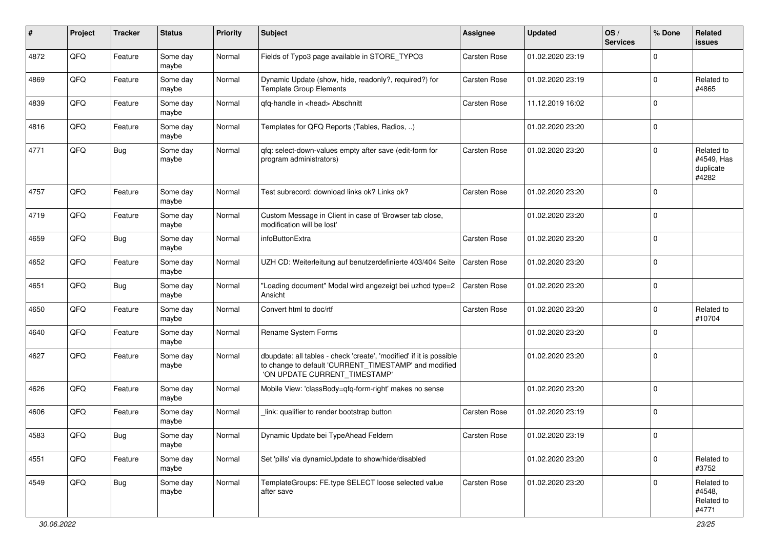| # | Project | Tracker | Status | Priority | Subject | Assignee | Updated | OS / Services | % Done | Related issues |
|---|---|---|---|---|---|---|---|---|---|---|
| 4872 | QFQ | Feature | Some day maybe | Normal | Fields of Typo3 page available in STORE_TYPO3 | Carsten Rose | 01.02.2020 23:19 | | 0 | |
| 4869 | QFQ | Feature | Some day maybe | Normal | Dynamic Update (show, hide, readonly?, required?) for Template Group Elements | Carsten Rose | 01.02.2020 23:19 | | 0 | Related to #4865 |
| 4839 | QFQ | Feature | Some day maybe | Normal | qfq-handle in <head> Abschnitt | Carsten Rose | 11.12.2019 16:02 | | 0 | |
| 4816 | QFQ | Feature | Some day maybe | Normal | Templates for QFQ Reports (Tables, Radios, ..) | | 01.02.2020 23:20 | | 0 | |
| 4771 | QFQ | Bug | Some day maybe | Normal | qfq: select-down-values empty after save (edit-form for program administrators) | Carsten Rose | 01.02.2020 23:20 | | 0 | Related to #4549, Has duplicate #4282 |
| 4757 | QFQ | Feature | Some day maybe | Normal | Test subrecord: download links ok? Links ok? | Carsten Rose | 01.02.2020 23:20 | | 0 | |
| 4719 | QFQ | Feature | Some day maybe | Normal | Custom Message in Client in case of 'Browser tab close, modification will be lost' | | 01.02.2020 23:20 | | 0 | |
| 4659 | QFQ | Bug | Some day maybe | Normal | infoButtonExtra | Carsten Rose | 01.02.2020 23:20 | | 0 | |
| 4652 | QFQ | Feature | Some day maybe | Normal | UZH CD: Weiterleitung auf benutzerdefinierte 403/404 Seite | Carsten Rose | 01.02.2020 23:20 | | 0 | |
| 4651 | QFQ | Bug | Some day maybe | Normal | "Loading document" Modal wird angezeigt bei uzhcd type=2 Ansicht | Carsten Rose | 01.02.2020 23:20 | | 0 | |
| 4650 | QFQ | Feature | Some day maybe | Normal | Convert html to doc/rtf | Carsten Rose | 01.02.2020 23:20 | | 0 | Related to #10704 |
| 4640 | QFQ | Feature | Some day maybe | Normal | Rename System Forms | | 01.02.2020 23:20 | | 0 | |
| 4627 | QFQ | Feature | Some day maybe | Normal | dbupdate: all tables - check 'create', 'modified' if it is possible to change to default 'CURRENT_TIMESTAMP' and modified 'ON UPDATE CURRENT_TIMESTAMP' | | 01.02.2020 23:20 | | 0 | |
| 4626 | QFQ | Feature | Some day maybe | Normal | Mobile View: 'classBody=qfq-form-right' makes no sense | | 01.02.2020 23:20 | | 0 | |
| 4606 | QFQ | Feature | Some day maybe | Normal | _link: qualifier to render bootstrap button | Carsten Rose | 01.02.2020 23:19 | | 0 | |
| 4583 | QFQ | Bug | Some day maybe | Normal | Dynamic Update bei TypeAhead Feldern | Carsten Rose | 01.02.2020 23:19 | | 0 | |
| 4551 | QFQ | Feature | Some day maybe | Normal | Set 'pills' via dynamicUpdate to show/hide/disabled | | 01.02.2020 23:20 | | 0 | Related to #3752 |
| 4549 | QFQ | Bug | Some day maybe | Normal | TemplateGroups: FE.type SELECT loose selected value after save | Carsten Rose | 01.02.2020 23:20 | | 0 | Related to #4548, Related to #4771 |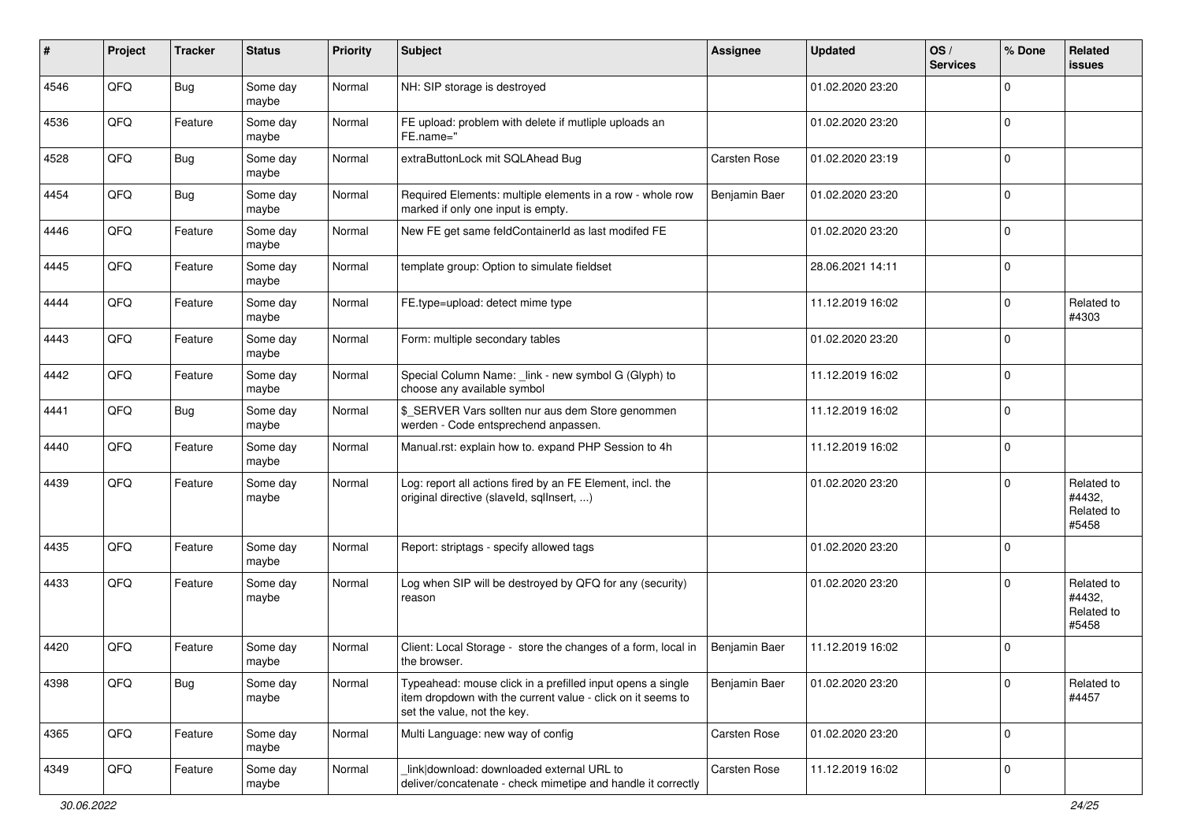| # | Project | Tracker | Status | Priority | Subject | Assignee | Updated | OS / Services | % Done | Related issues |
|---|---|---|---|---|---|---|---|---|---|---|
| 4546 | QFQ | Bug | Some day maybe | Normal | NH: SIP storage is destroyed | | 01.02.2020 23:20 | | 0 | |
| 4536 | QFQ | Feature | Some day maybe | Normal | FE upload: problem with delete if mutliple uploads an FE.name=" | | 01.02.2020 23:20 | | 0 | |
| 4528 | QFQ | Bug | Some day maybe | Normal | extraButtonLock mit SQLAhead Bug | Carsten Rose | 01.02.2020 23:19 | | 0 | |
| 4454 | QFQ | Bug | Some day maybe | Normal | Required Elements: multiple elements in a row - whole row marked if only one input is empty. | Benjamin Baer | 01.02.2020 23:20 | | 0 | |
| 4446 | QFQ | Feature | Some day maybe | Normal | New FE get same feldContainerId as last modifed FE | | 01.02.2020 23:20 | | 0 | |
| 4445 | QFQ | Feature | Some day maybe | Normal | template group: Option to simulate fieldset | | 28.06.2021 14:11 | | 0 | |
| 4444 | QFQ | Feature | Some day maybe | Normal | FE.type=upload: detect mime type | | 11.12.2019 16:02 | | 0 | Related to #4303 |
| 4443 | QFQ | Feature | Some day maybe | Normal | Form: multiple secondary tables | | 01.02.2020 23:20 | | 0 | |
| 4442 | QFQ | Feature | Some day maybe | Normal | Special Column Name: _link - new symbol G (Glyph) to choose any available symbol | | 11.12.2019 16:02 | | 0 | |
| 4441 | QFQ | Bug | Some day maybe | Normal | $_SERVER Vars sollten nur aus dem Store genommen werden - Code entsprechend anpassen. | | 11.12.2019 16:02 | | 0 | |
| 4440 | QFQ | Feature | Some day maybe | Normal | Manual.rst: explain how to. expand PHP Session to 4h | | 11.12.2019 16:02 | | 0 | |
| 4439 | QFQ | Feature | Some day maybe | Normal | Log: report all actions fired by an FE Element, incl. the original directive (slaveId, sqlInsert, ...) | | 01.02.2020 23:20 | | 0 | Related to #4432, Related to #5458 |
| 4435 | QFQ | Feature | Some day maybe | Normal | Report: striptags - specify allowed tags | | 01.02.2020 23:20 | | 0 | |
| 4433 | QFQ | Feature | Some day maybe | Normal | Log when SIP will be destroyed by QFQ for any (security) reason | | 01.02.2020 23:20 | | 0 | Related to #4432, Related to #5458 |
| 4420 | QFQ | Feature | Some day maybe | Normal | Client: Local Storage - store the changes of a form, local in the browser. | Benjamin Baer | 11.12.2019 16:02 | | 0 | |
| 4398 | QFQ | Bug | Some day maybe | Normal | Typeahead: mouse click in a prefilled input opens a single item dropdown with the current value - click on it seems to set the value, not the key. | Benjamin Baer | 01.02.2020 23:20 | | 0 | Related to #4457 |
| 4365 | QFQ | Feature | Some day maybe | Normal | Multi Language: new way of config | Carsten Rose | 01.02.2020 23:20 | | 0 | |
| 4349 | QFQ | Feature | Some day maybe | Normal | _link\|download: downloaded external URL to deliver/concatenate - check mimetipe and handle it correctly | Carsten Rose | 11.12.2019 16:02 | | 0 | |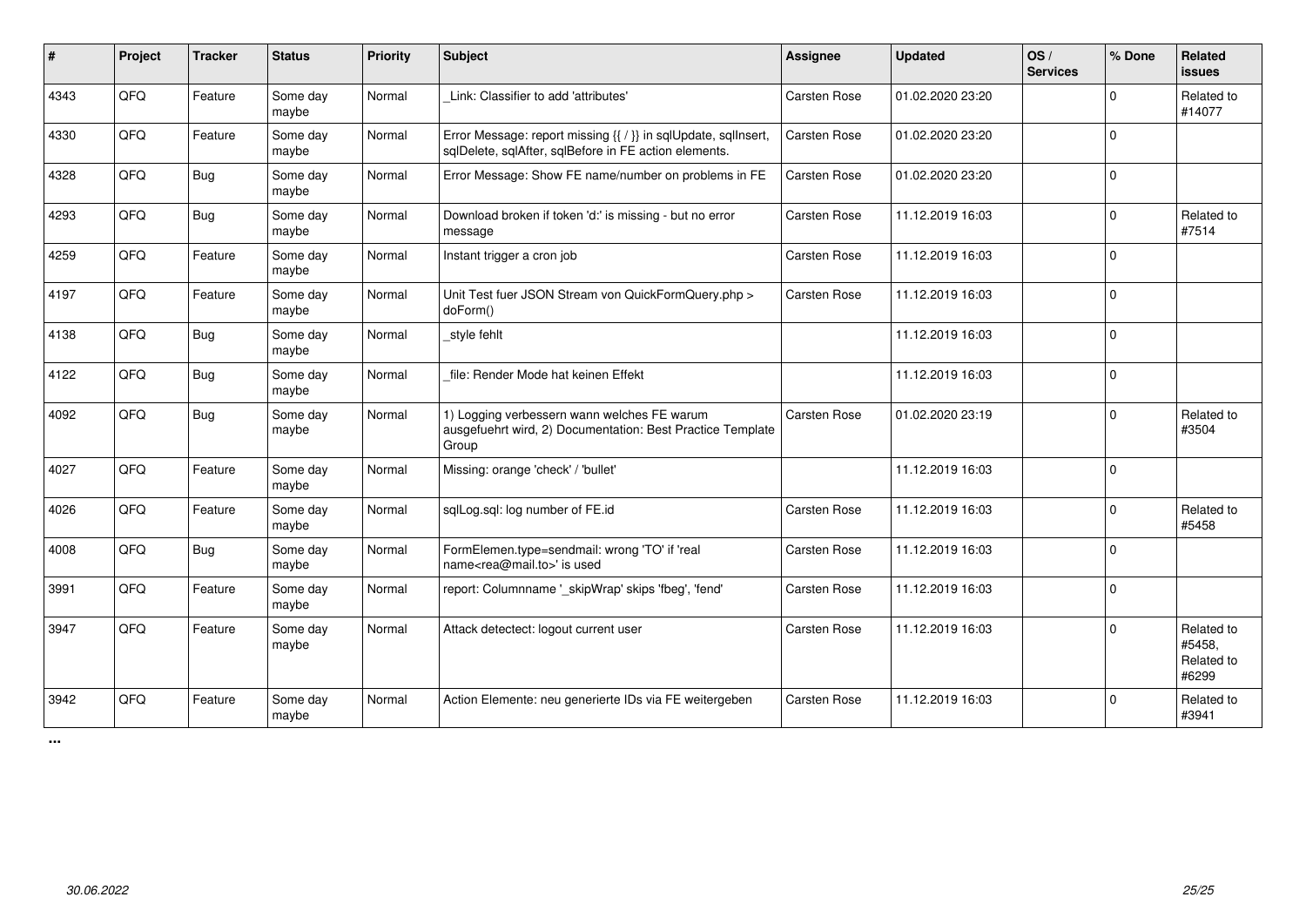| # | Project | Tracker | Status | Priority | Subject | Assignee | Updated | OS / Services | % Done | Related issues |
|---|---|---|---|---|---|---|---|---|---|---|
| 4343 | QFO | Feature | Some day maybe | Normal | _Link: Classifier to add 'attributes' | Carsten Rose | 01.02.2020 23:20 | | 0 | Related to #14077 |
| 4330 | QFO | Feature | Some day maybe | Normal | Error Message: report missing {{ / }} in sqlUpdate, sqlInsert, sqlDelete, sqlAfter, sqlBefore in FE action elements. | Carsten Rose | 01.02.2020 23:20 | | 0 | |
| 4328 | QFO | Bug | Some day maybe | Normal | Error Message: Show FE name/number on problems in FE | Carsten Rose | 01.02.2020 23:20 | | 0 | |
| 4293 | QFO | Bug | Some day maybe | Normal | Download broken if token 'd:' is missing - but no error message | Carsten Rose | 11.12.2019 16:03 | | 0 | Related to #7514 |
| 4259 | QFO | Feature | Some day maybe | Normal | Instant trigger a cron job | Carsten Rose | 11.12.2019 16:03 | | 0 | |
| 4197 | QFO | Feature | Some day maybe | Normal | Unit Test fuer JSON Stream von QuickFormQuery.php > doForm() | Carsten Rose | 11.12.2019 16:03 | | 0 | |
| 4138 | QFO | Bug | Some day maybe | Normal | _style fehlt | | 11.12.2019 16:03 | | 0 | |
| 4122 | QFO | Bug | Some day maybe | Normal | _file: Render Mode hat keinen Effekt | | 11.12.2019 16:03 | | 0 | |
| 4092 | QFO | Bug | Some day maybe | Normal | 1) Logging verbessern wann welches FE warum ausgefuehrt wird, 2) Documentation: Best Practice Template Group | Carsten Rose | 01.02.2020 23:19 | | 0 | Related to #3504 |
| 4027 | QFO | Feature | Some day maybe | Normal | Missing: orange 'check' / 'bullet' | | 11.12.2019 16:03 | | 0 | |
| 4026 | QFO | Feature | Some day maybe | Normal | sqlLog.sql: log number of FE.id | Carsten Rose | 11.12.2019 16:03 | | 0 | Related to #5458 |
| 4008 | QFO | Bug | Some day maybe | Normal | FormElemen.type=sendmail: wrong 'TO' if 'real name<rea@mail.to>' is used | Carsten Rose | 11.12.2019 16:03 | | 0 | |
| 3991 | QFO | Feature | Some day maybe | Normal | report: Columnname '_skipWrap' skips 'fbeg', 'fend' | Carsten Rose | 11.12.2019 16:03 | | 0 | |
| 3947 | QFO | Feature | Some day maybe | Normal | Attack detectect: logout current user | Carsten Rose | 11.12.2019 16:03 | | 0 | Related to #5458, Related to #6299 |
| 3942 | QFO | Feature | Some day maybe | Normal | Action Elemente: neu generierte IDs via FE weitergeben | Carsten Rose | 11.12.2019 16:03 | | 0 | Related to #3941 |

...